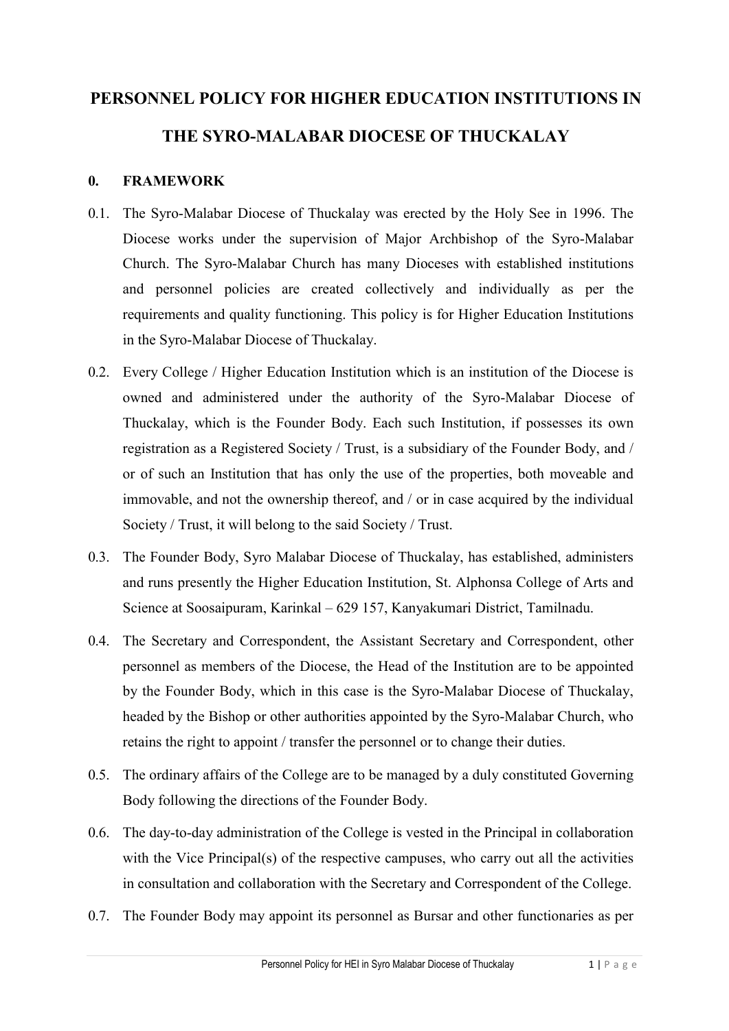# PERSONNEL POLICY FOR HIGHER EDUCATION INSTITUTIONS IN THE SYRO-MALABAR DIOCESE OF THUCKALAY

## 0. FRAMEWORK

0.1. The Syro-Malabar Diocese of Thuckalay was erected by the Holy See in 1996. The Diocese works under the supervision of Major Archbishop of the Syro-Malabar Church. The Syro-Malabar Church has many Dioceses with established institutions and personnel policies are created collectively and individually as per the requirements and quality functioning. This policy is for Higher Education Institutions in the Syro-Malabar Diocese of Thuckalay.

0.2. Every College / Higher Education Institution which is an institution of the Diocese is owned and administered under the authority of the Syro-Malabar Diocese of Thuckalay, which is the Founder Body. Each such Institution, if possesses its own registration as a Registered Society / Trust, is a subsidiary of the Founder Body, and / or of such an Institution that has only the use of the properties, both moveable and immovable, and not the ownership thereof, and / or in case acquired by the individual Society / Trust, it will belong to the said Society / Trust.

0.3. The Founder Body, Syro Malabar Diocese of Thuckalay, has established, administers and runs presently the Higher Education Institution, St. Alphonsa College of Arts and Science at Soosaipuram, Karinkal – 629 157, Kanyakumari District, Tamilnadu.

0.4. The Secretary and Correspondent, the Assistant Secretary and Correspondent, other personnel as members of the Diocese, the Head of the Institution are to be appointed by the Founder Body, which in this case is the Syro-Malabar Diocese of Thuckalay, headed by the Bishop or other authorities appointed by the Syro-Malabar Church, who retains the right to appoint / transfer the personnel or to change their duties.

0.5. The ordinary affairs of the College are to be managed by a duly constituted Governing Body following the directions of the Founder Body.

0.6. The day-to-day administration of the College is vested in the Principal in collaboration with the Vice Principal(s) of the respective campuses, who carry out all the activities in consultation and collaboration with the Secretary and Correspondent of the College.

0.7. The Founder Body may appoint its personnel as Bursar and other functionaries as per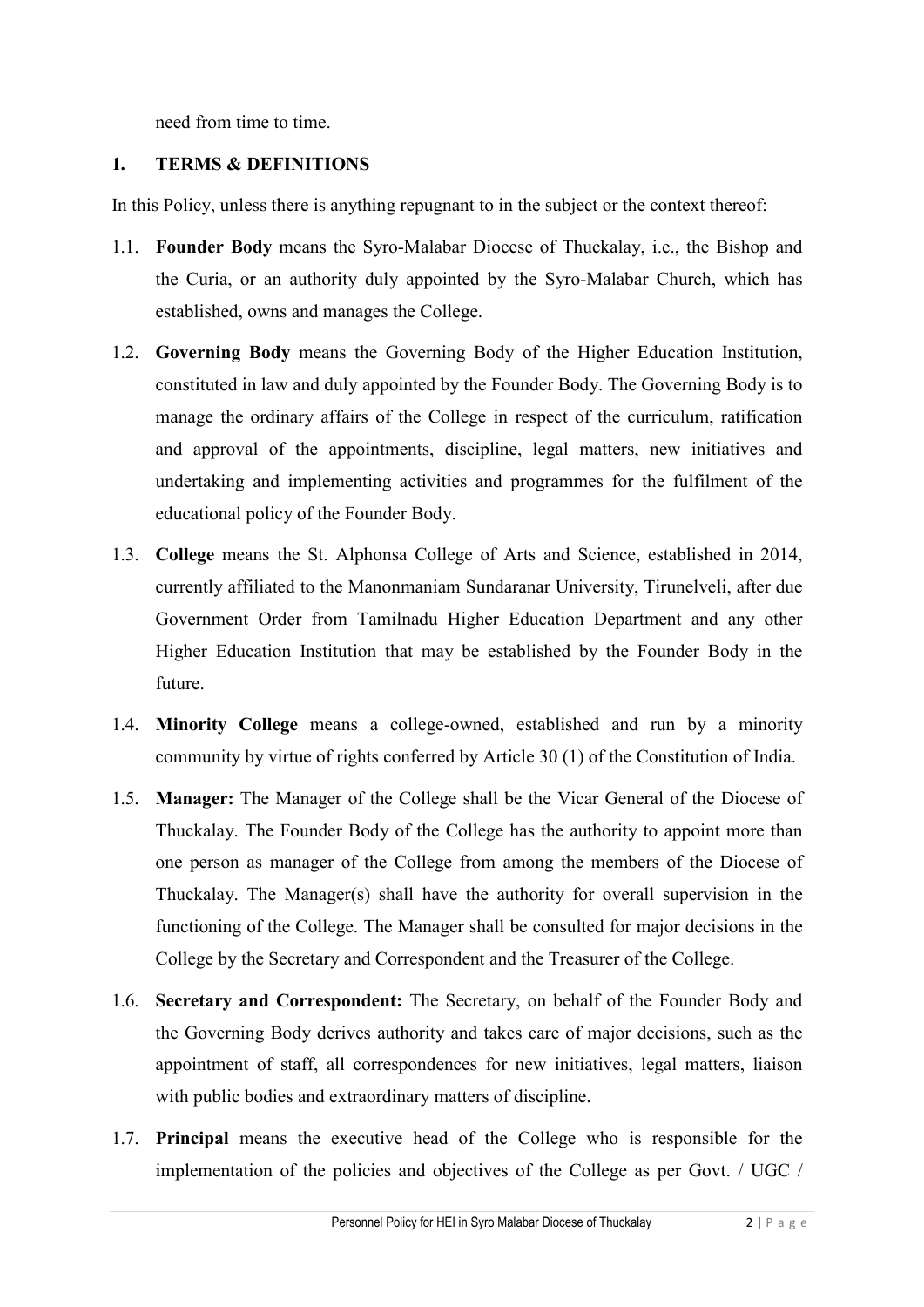need from time to time.

## 1. TERMS & DEFINITIONS

In this Policy, unless there is anything repugnant to in the subject or the context thereof:

1.1. **Founder Body** means the Syro-Malabar Diocese of Thuckalay, i.e., the Bishop and the Curia, or an authority duly appointed by the Syro-Malabar Church, which has established, owns and manages the College.

1.2. **Governing Body** means the Governing Body of the Higher Education Institution, constituted in law and duly appointed by the Founder Body. The Governing Body is to manage the ordinary affairs of the College in respect of the curriculum, ratification and approval of the appointments, discipline, legal matters, new initiatives and undertaking and implementing activities and programmes for the fulfilment of the educational policy of the Founder Body.

1.3. **College** means the St. Alphonsa College of Arts and Science, established in 2014, currently affiliated to the Manonmaniam Sundaranar University, Tirunelveli, after due Government Order from Tamilnadu Higher Education Department and any other Higher Education Institution that may be established by the Founder Body in the future.

1.4. **Minority College** means a college-owned, established and run by a minority community by virtue of rights conferred by Article 30 (1) of the Constitution of India.

1.5. **Manager:** The Manager of the College shall be the Vicar General of the Diocese of Thuckalay. The Founder Body of the College has the authority to appoint more than one person as manager of the College from among the members of the Diocese of Thuckalay. The Manager(s) shall have the authority for overall supervision in the functioning of the College. The Manager shall be consulted for major decisions in the College by the Secretary and Correspondent and the Treasurer of the College.

1.6. **Secretary and Correspondent:** The Secretary, on behalf of the Founder Body and the Governing Body derives authority and takes care of major decisions, such as the appointment of staff, all correspondences for new initiatives, legal matters, liaison with public bodies and extraordinary matters of discipline.

1.7. **Principal** means the executive head of the College who is responsible for the implementation of the policies and objectives of the College as per Govt. / UGC /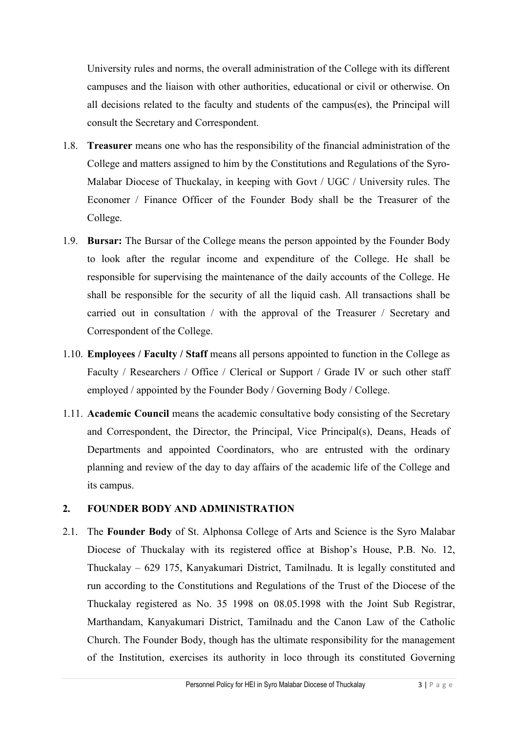University rules and norms, the overall administration of the College with its different campuses and the liaison with other authorities, educational or civil or otherwise. On all decisions related to the faculty and students of the campus(es), the Principal will consult the Secretary and Correspondent.

1.8. **Treasurer** means one who has the responsibility of the financial administration of the College and matters assigned to him by the Constitutions and Regulations of the Syro-Malabar Diocese of Thuckalay, in keeping with Govt / UGC / University rules. The Economer / Finance Officer of the Founder Body shall be the Treasurer of the College.

1.9. **Bursar:** The Bursar of the College means the person appointed by the Founder Body to look after the regular income and expenditure of the College. He shall be responsible for supervising the maintenance of the daily accounts of the College. He shall be responsible for the security of all the liquid cash. All transactions shall be carried out in consultation / with the approval of the Treasurer / Secretary and Correspondent of the College.

1.10. **Employees / Faculty / Staff** means all persons appointed to function in the College as Faculty / Researchers / Office / Clerical or Support / Grade IV or such other staff employed / appointed by the Founder Body / Governing Body / College.

1.11. **Academic Council** means the academic consultative body consisting of the Secretary and Correspondent, the Director, the Principal, Vice Principal(s), Deans, Heads of Departments and appointed Coordinators, who are entrusted with the ordinary planning and review of the day to day affairs of the academic life of the College and its campus.

## 2. FOUNDER BODY AND ADMINISTRATION

2.1. The **Founder Body** of St. Alphonsa College of Arts and Science is the Syro Malabar Diocese of Thuckalay with its registered office at Bishop's House, P.B. No. 12, Thuckalay – 629 175, Kanyakumari District, Tamilnadu. It is legally constituted and run according to the Constitutions and Regulations of the Trust of the Diocese of the Thuckalay registered as No. 35 1998 on 08.05.1998 with the Joint Sub Registrar, Marthandam, Kanyakumari District, Tamilnadu and the Canon Law of the Catholic Church. The Founder Body, though has the ultimate responsibility for the management of the Institution, exercises its authority in loco through its constituted Governing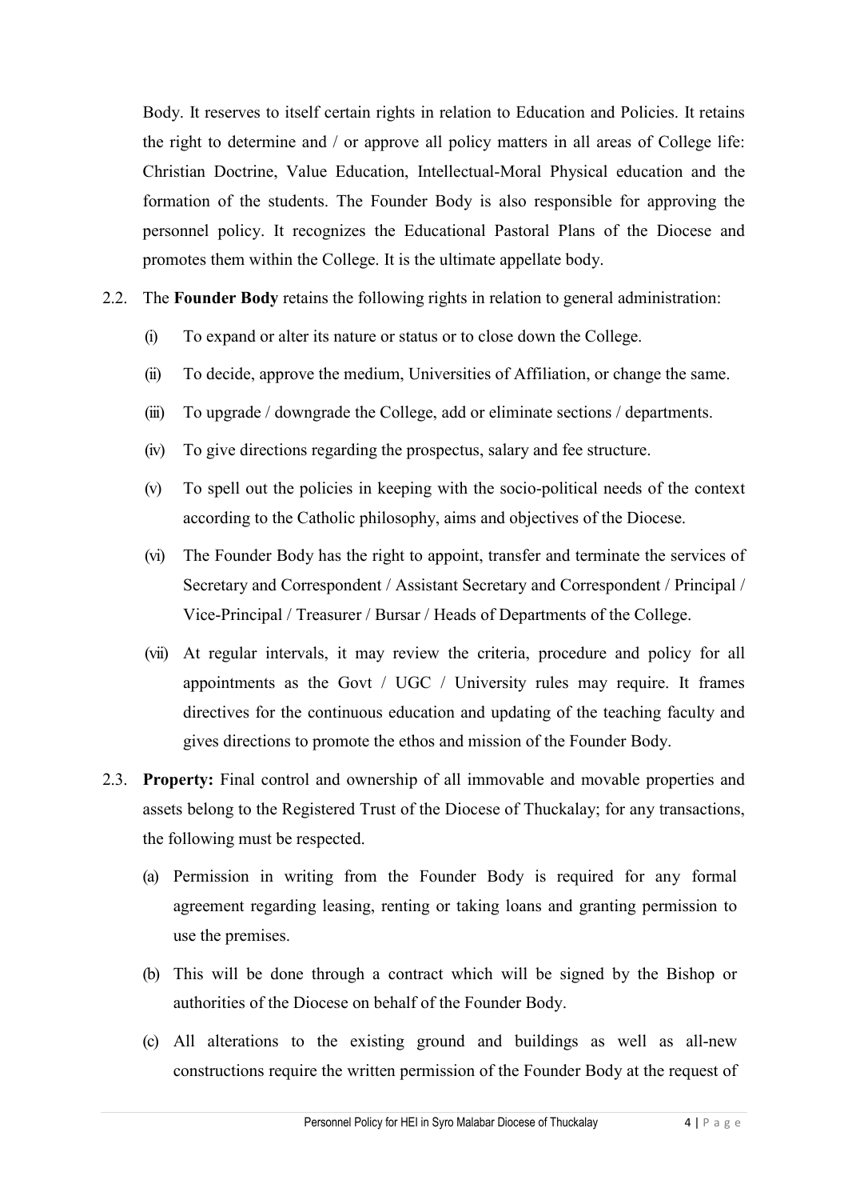Body. It reserves to itself certain rights in relation to Education and Policies. It retains the right to determine and / or approve all policy matters in all areas of College life: Christian Doctrine, Value Education, Intellectual-Moral Physical education and the formation of the students. The Founder Body is also responsible for approving the personnel policy. It recognizes the Educational Pastoral Plans of the Diocese and promotes them within the College. It is the ultimate appellate body.

2.2. The **Founder Body** retains the following rights in relation to general administration:

(i) To expand or alter its nature or status or to close down the College.

(ii) To decide, approve the medium, Universities of Affiliation, or change the same.

(iii) To upgrade / downgrade the College, add or eliminate sections / departments.

(iv) To give directions regarding the prospectus, salary and fee structure.

(v) To spell out the policies in keeping with the socio-political needs of the context according to the Catholic philosophy, aims and objectives of the Diocese.

(vi) The Founder Body has the right to appoint, transfer and terminate the services of Secretary and Correspondent / Assistant Secretary and Correspondent / Principal / Vice-Principal / Treasurer / Bursar / Heads of Departments of the College.

(vii) At regular intervals, it may review the criteria, procedure and policy for all appointments as the Govt / UGC / University rules may require. It frames directives for the continuous education and updating of the teaching faculty and gives directions to promote the ethos and mission of the Founder Body.

2.3. **Property:** Final control and ownership of all immovable and movable properties and assets belong to the Registered Trust of the Diocese of Thuckalay; for any transactions, the following must be respected.

(a) Permission in writing from the Founder Body is required for any formal agreement regarding leasing, renting or taking loans and granting permission to use the premises.

(b) This will be done through a contract which will be signed by the Bishop or authorities of the Diocese on behalf of the Founder Body.

(c) All alterations to the existing ground and buildings as well as all-new constructions require the written permission of the Founder Body at the request of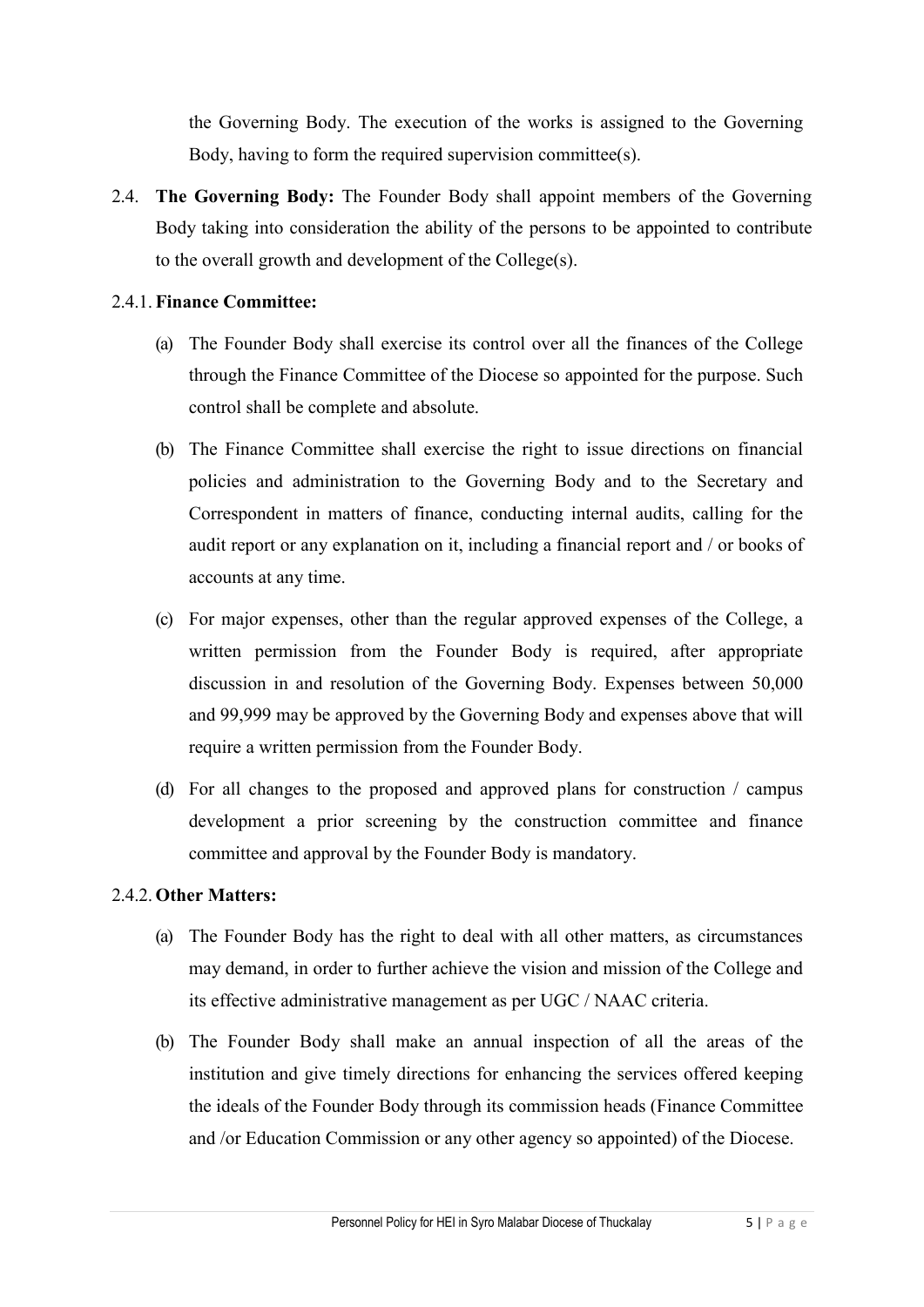the Governing Body. The execution of the works is assigned to the Governing Body, having to form the required supervision committee(s).

2.4. **The Governing Body:** The Founder Body shall appoint members of the Governing Body taking into consideration the ability of the persons to be appointed to contribute to the overall growth and development of the College(s).

2.4.1. **Finance Committee:**

(a) The Founder Body shall exercise its control over all the finances of the College through the Finance Committee of the Diocese so appointed for the purpose. Such control shall be complete and absolute.

(b) The Finance Committee shall exercise the right to issue directions on financial policies and administration to the Governing Body and to the Secretary and Correspondent in matters of finance, conducting internal audits, calling for the audit report or any explanation on it, including a financial report and / or books of accounts at any time.

(c) For major expenses, other than the regular approved expenses of the College, a written permission from the Founder Body is required, after appropriate discussion in and resolution of the Governing Body. Expenses between 50,000 and 99,999 may be approved by the Governing Body and expenses above that will require a written permission from the Founder Body.

(d) For all changes to the proposed and approved plans for construction / campus development a prior screening by the construction committee and finance committee and approval by the Founder Body is mandatory.

2.4.2. **Other Matters:**

(a) The Founder Body has the right to deal with all other matters, as circumstances may demand, in order to further achieve the vision and mission of the College and its effective administrative management as per UGC / NAAC criteria.

(b) The Founder Body shall make an annual inspection of all the areas of the institution and give timely directions for enhancing the services offered keeping the ideals of the Founder Body through its commission heads (Finance Committee and /or Education Commission or any other agency so appointed) of the Diocese.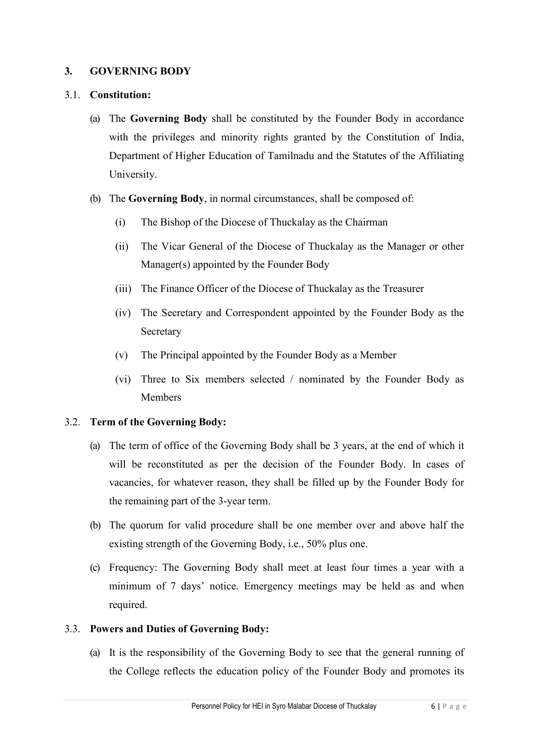## 3. GOVERNING BODY

### 3.1. Constitution:

(a) The **Governing Body** shall be constituted by the Founder Body in accordance with the privileges and minority rights granted by the Constitution of India, Department of Higher Education of Tamilnadu and the Statutes of the Affiliating University.

(b) The **Governing Body**, in normal circumstances, shall be composed of:

   (i) The Bishop of the Diocese of Thuckalay as the Chairman

   (ii) The Vicar General of the Diocese of Thuckalay as the Manager or other Manager(s) appointed by the Founder Body

   (iii) The Finance Officer of the Diocese of Thuckalay as the Treasurer

   (iv) The Secretary and Correspondent appointed by the Founder Body as the Secretary

   (v) The Principal appointed by the Founder Body as a Member

   (vi) Three to Six members selected / nominated by the Founder Body as Members

### 3.2. Term of the Governing Body:

(a) The term of office of the Governing Body shall be 3 years, at the end of which it will be reconstituted as per the decision of the Founder Body. In cases of vacancies, for whatever reason, they shall be filled up by the Founder Body for the remaining part of the 3-year term.

(b) The quorum for valid procedure shall be one member over and above half the existing strength of the Governing Body, i.e., 50% plus one.

(c) Frequency: The Governing Body shall meet at least four times a year with a minimum of 7 days' notice. Emergency meetings may be held as and when required.

### 3.3. Powers and Duties of Governing Body:

(a) It is the responsibility of the Governing Body to see that the general running of the College reflects the education policy of the Founder Body and promotes its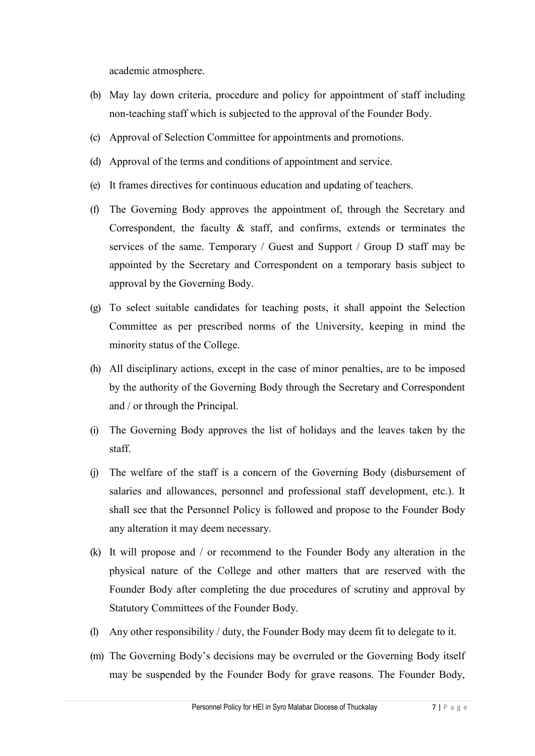academic atmosphere.

(b) May lay down criteria, procedure and policy for appointment of staff including non-teaching staff which is subjected to the approval of the Founder Body.

(c) Approval of Selection Committee for appointments and promotions.

(d) Approval of the terms and conditions of appointment and service.

(e) It frames directives for continuous education and updating of teachers.

(f) The Governing Body approves the appointment of, through the Secretary and Correspondent, the faculty & staff, and confirms, extends or terminates the services of the same. Temporary / Guest and Support / Group D staff may be appointed by the Secretary and Correspondent on a temporary basis subject to approval by the Governing Body.

(g) To select suitable candidates for teaching posts, it shall appoint the Selection Committee as per prescribed norms of the University, keeping in mind the minority status of the College.

(h) All disciplinary actions, except in the case of minor penalties, are to be imposed by the authority of the Governing Body through the Secretary and Correspondent and / or through the Principal.

(i) The Governing Body approves the list of holidays and the leaves taken by the staff.

(j) The welfare of the staff is a concern of the Governing Body (disbursement of salaries and allowances, personnel and professional staff development, etc.). It shall see that the Personnel Policy is followed and propose to the Founder Body any alteration it may deem necessary.

(k) It will propose and / or recommend to the Founder Body any alteration in the physical nature of the College and other matters that are reserved with the Founder Body after completing the due procedures of scrutiny and approval by Statutory Committees of the Founder Body.

(l) Any other responsibility / duty, the Founder Body may deem fit to delegate to it.

(m) The Governing Body's decisions may be overruled or the Governing Body itself may be suspended by the Founder Body for grave reasons. The Founder Body,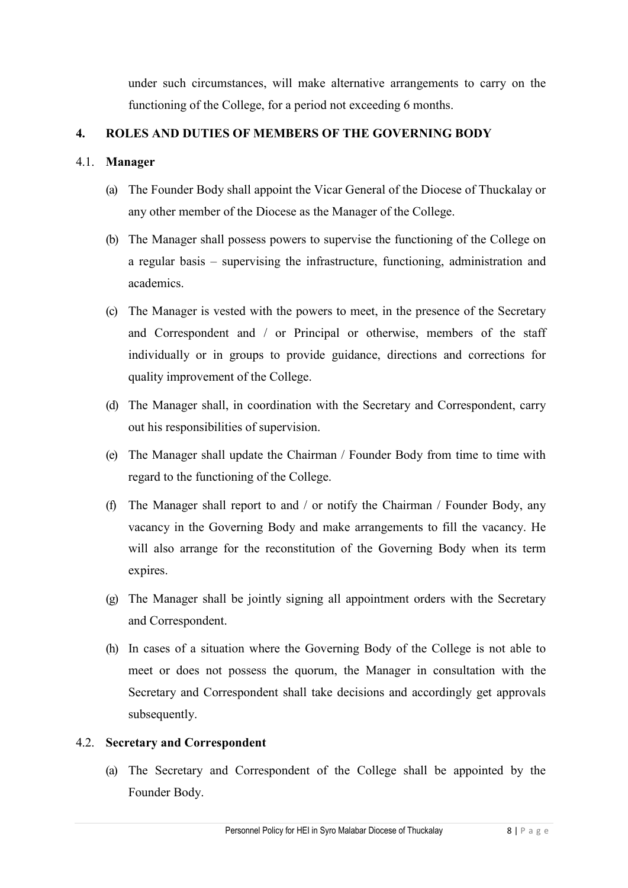under such circumstances, will make alternative arrangements to carry on the functioning of the College, for a period not exceeding 6 months.

## 4. ROLES AND DUTIES OF MEMBERS OF THE GOVERNING BODY

### 4.1. Manager

(a) The Founder Body shall appoint the Vicar General of the Diocese of Thuckalay or any other member of the Diocese as the Manager of the College.

(b) The Manager shall possess powers to supervise the functioning of the College on a regular basis – supervising the infrastructure, functioning, administration and academics.

(c) The Manager is vested with the powers to meet, in the presence of the Secretary and Correspondent and / or Principal or otherwise, members of the staff individually or in groups to provide guidance, directions and corrections for quality improvement of the College.

(d) The Manager shall, in coordination with the Secretary and Correspondent, carry out his responsibilities of supervision.

(e) The Manager shall update the Chairman / Founder Body from time to time with regard to the functioning of the College.

(f) The Manager shall report to and / or notify the Chairman / Founder Body, any vacancy in the Governing Body and make arrangements to fill the vacancy. He will also arrange for the reconstitution of the Governing Body when its term expires.

(g) The Manager shall be jointly signing all appointment orders with the Secretary and Correspondent.

(h) In cases of a situation where the Governing Body of the College is not able to meet or does not possess the quorum, the Manager in consultation with the Secretary and Correspondent shall take decisions and accordingly get approvals subsequently.

### 4.2. Secretary and Correspondent

(a) The Secretary and Correspondent of the College shall be appointed by the Founder Body.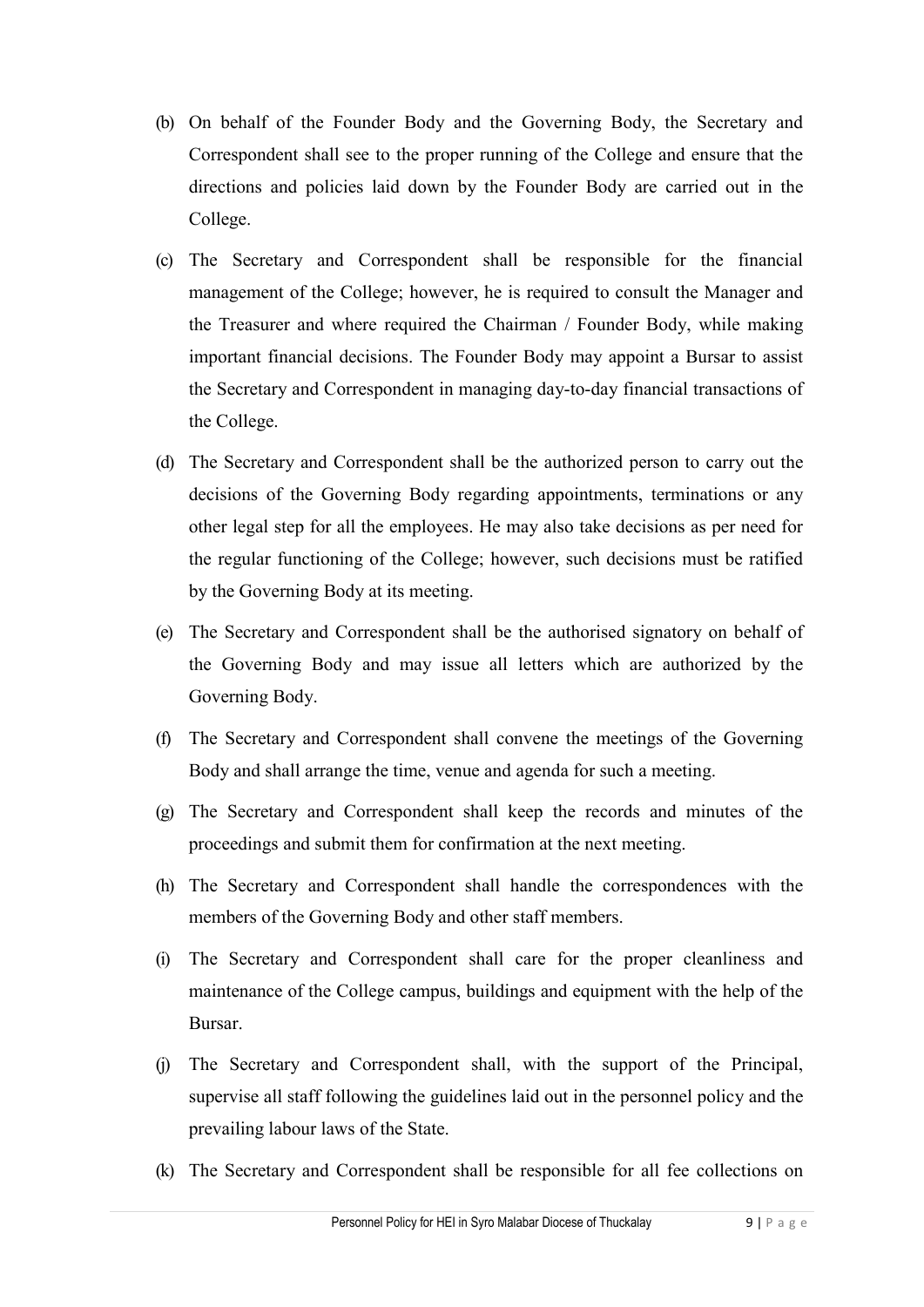(b) On behalf of the Founder Body and the Governing Body, the Secretary and Correspondent shall see to the proper running of the College and ensure that the directions and policies laid down by the Founder Body are carried out in the College.

(c) The Secretary and Correspondent shall be responsible for the financial management of the College; however, he is required to consult the Manager and the Treasurer and where required the Chairman / Founder Body, while making important financial decisions. The Founder Body may appoint a Bursar to assist the Secretary and Correspondent in managing day-to-day financial transactions of the College.

(d) The Secretary and Correspondent shall be the authorized person to carry out the decisions of the Governing Body regarding appointments, terminations or any other legal step for all the employees. He may also take decisions as per need for the regular functioning of the College; however, such decisions must be ratified by the Governing Body at its meeting.

(e) The Secretary and Correspondent shall be the authorised signatory on behalf of the Governing Body and may issue all letters which are authorized by the Governing Body.

(f) The Secretary and Correspondent shall convene the meetings of the Governing Body and shall arrange the time, venue and agenda for such a meeting.

(g) The Secretary and Correspondent shall keep the records and minutes of the proceedings and submit them for confirmation at the next meeting.

(h) The Secretary and Correspondent shall handle the correspondences with the members of the Governing Body and other staff members.

(i) The Secretary and Correspondent shall care for the proper cleanliness and maintenance of the College campus, buildings and equipment with the help of the Bursar.

(j) The Secretary and Correspondent shall, with the support of the Principal, supervise all staff following the guidelines laid out in the personnel policy and the prevailing labour laws of the State.

(k) The Secretary and Correspondent shall be responsible for all fee collections on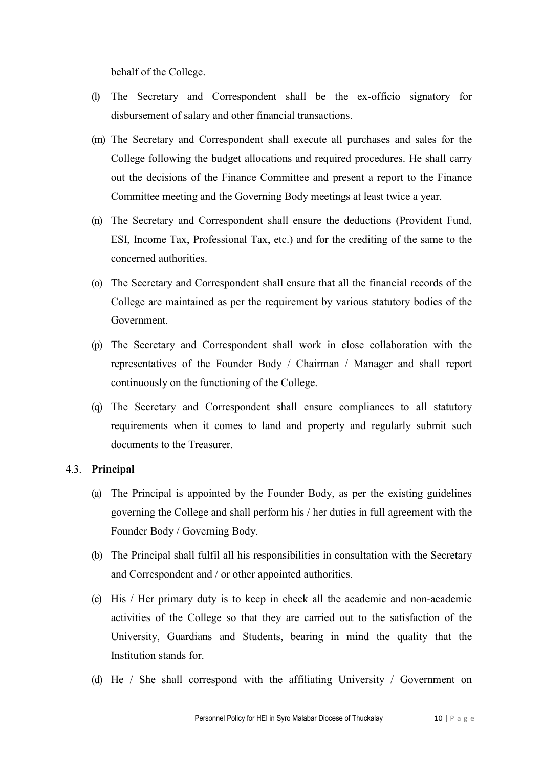behalf of the College.

(l) The Secretary and Correspondent shall be the ex-officio signatory for disbursement of salary and other financial transactions.

(m) The Secretary and Correspondent shall execute all purchases and sales for the College following the budget allocations and required procedures. He shall carry out the decisions of the Finance Committee and present a report to the Finance Committee meeting and the Governing Body meetings at least twice a year.

(n) The Secretary and Correspondent shall ensure the deductions (Provident Fund, ESI, Income Tax, Professional Tax, etc.) and for the crediting of the same to the concerned authorities.

(o) The Secretary and Correspondent shall ensure that all the financial records of the College are maintained as per the requirement by various statutory bodies of the Government.

(p) The Secretary and Correspondent shall work in close collaboration with the representatives of the Founder Body / Chairman / Manager and shall report continuously on the functioning of the College.

(q) The Secretary and Correspondent shall ensure compliances to all statutory requirements when it comes to land and property and regularly submit such documents to the Treasurer.

### 4.3. Principal

(a) The Principal is appointed by the Founder Body, as per the existing guidelines governing the College and shall perform his / her duties in full agreement with the Founder Body / Governing Body.

(b) The Principal shall fulfil all his responsibilities in consultation with the Secretary and Correspondent and / or other appointed authorities.

(c) His / Her primary duty is to keep in check all the academic and non-academic activities of the College so that they are carried out to the satisfaction of the University, Guardians and Students, bearing in mind the quality that the Institution stands for.

(d) He / She shall correspond with the affiliating University / Government on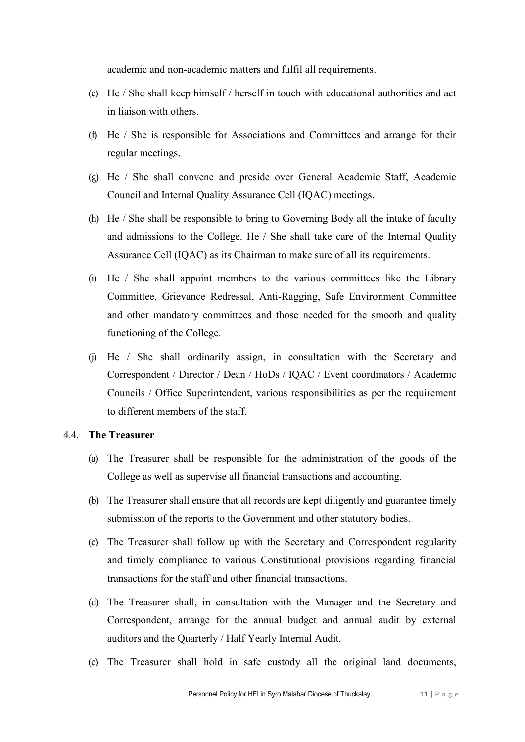academic and non-academic matters and fulfil all requirements.

(e) He / She shall keep himself / herself in touch with educational authorities and act in liaison with others.

(f) He / She is responsible for Associations and Committees and arrange for their regular meetings.

(g) He / She shall convene and preside over General Academic Staff, Academic Council and Internal Quality Assurance Cell (IQAC) meetings.

(h) He / She shall be responsible to bring to Governing Body all the intake of faculty and admissions to the College. He / She shall take care of the Internal Quality Assurance Cell (IQAC) as its Chairman to make sure of all its requirements.

(i) He / She shall appoint members to the various committees like the Library Committee, Grievance Redressal, Anti-Ragging, Safe Environment Committee and other mandatory committees and those needed for the smooth and quality functioning of the College.

(j) He / She shall ordinarily assign, in consultation with the Secretary and Correspondent / Director / Dean / HoDs / IQAC / Event coordinators / Academic Councils / Office Superintendent, various responsibilities as per the requirement to different members of the staff.

### 4.4. The Treasurer

(a) The Treasurer shall be responsible for the administration of the goods of the College as well as supervise all financial transactions and accounting.

(b) The Treasurer shall ensure that all records are kept diligently and guarantee timely submission of the reports to the Government and other statutory bodies.

(c) The Treasurer shall follow up with the Secretary and Correspondent regularity and timely compliance to various Constitutional provisions regarding financial transactions for the staff and other financial transactions.

(d) The Treasurer shall, in consultation with the Manager and the Secretary and Correspondent, arrange for the annual budget and annual audit by external auditors and the Quarterly / Half Yearly Internal Audit.

(e) The Treasurer shall hold in safe custody all the original land documents,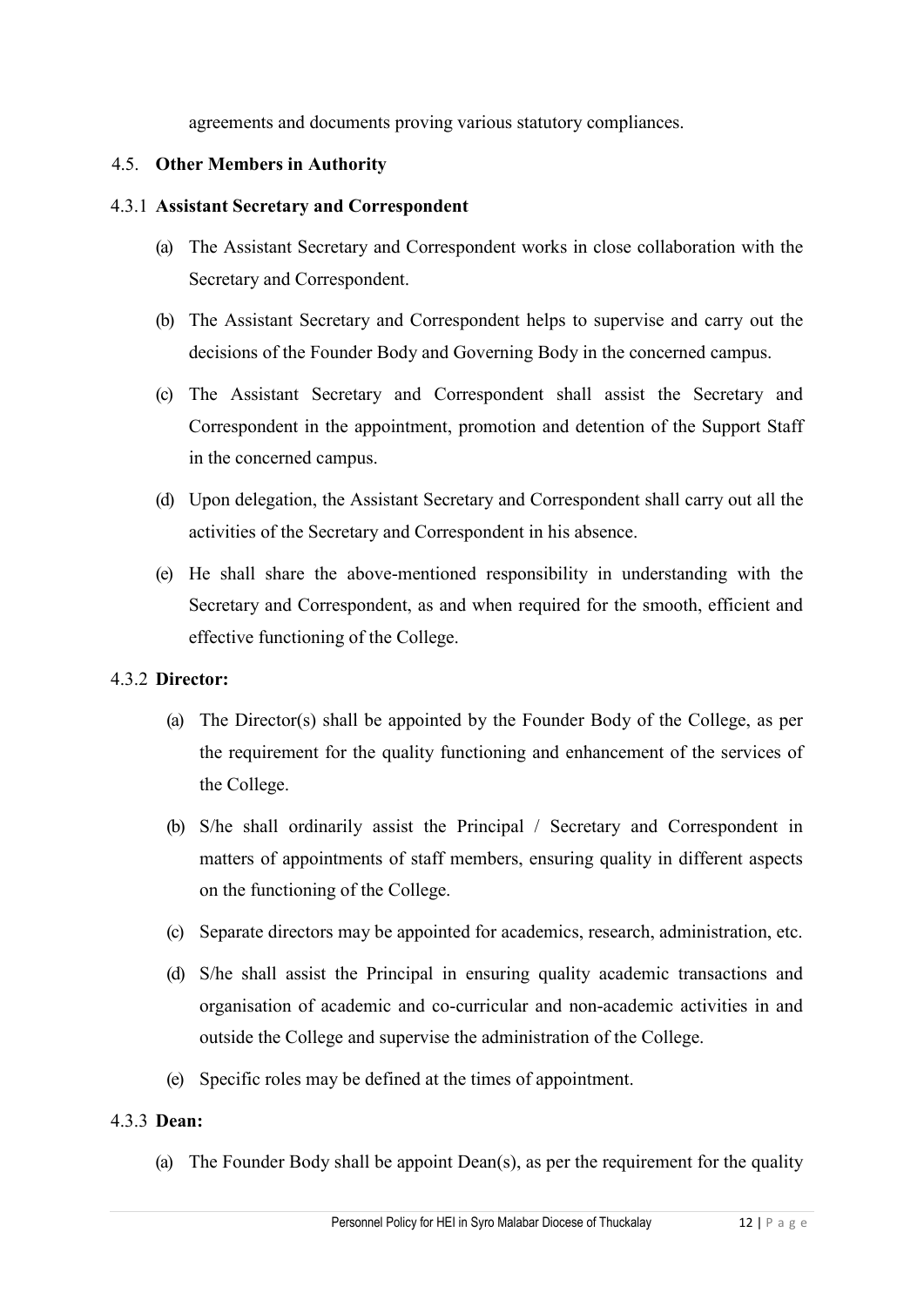agreements and documents proving various statutory compliances.

### 4.5. Other Members in Authority

#### 4.3.1 Assistant Secretary and Correspondent

(a) The Assistant Secretary and Correspondent works in close collaboration with the Secretary and Correspondent.

(b) The Assistant Secretary and Correspondent helps to supervise and carry out the decisions of the Founder Body and Governing Body in the concerned campus.

(c) The Assistant Secretary and Correspondent shall assist the Secretary and Correspondent in the appointment, promotion and detention of the Support Staff in the concerned campus.

(d) Upon delegation, the Assistant Secretary and Correspondent shall carry out all the activities of the Secretary and Correspondent in his absence.

(e) He shall share the above-mentioned responsibility in understanding with the Secretary and Correspondent, as and when required for the smooth, efficient and effective functioning of the College.

#### 4.3.2 Director:

(a) The Director(s) shall be appointed by the Founder Body of the College, as per the requirement for the quality functioning and enhancement of the services of the College.

(b) S/he shall ordinarily assist the Principal / Secretary and Correspondent in matters of appointments of staff members, ensuring quality in different aspects on the functioning of the College.

(c) Separate directors may be appointed for academics, research, administration, etc.

(d) S/he shall assist the Principal in ensuring quality academic transactions and organisation of academic and co-curricular and non-academic activities in and outside the College and supervise the administration of the College.

(e) Specific roles may be defined at the times of appointment.

#### 4.3.3 Dean:

(a) The Founder Body shall be appoint Dean(s), as per the requirement for the quality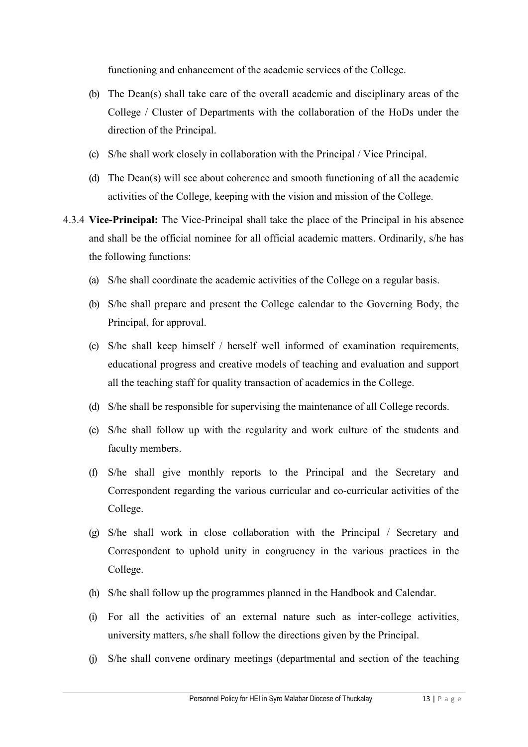functioning and enhancement of the academic services of the College.

(b) The Dean(s) shall take care of the overall academic and disciplinary areas of the College / Cluster of Departments with the collaboration of the HoDs under the direction of the Principal.

(c) S/he shall work closely in collaboration with the Principal / Vice Principal.

(d) The Dean(s) will see about coherence and smooth functioning of all the academic activities of the College, keeping with the vision and mission of the College.

4.3.4 **Vice-Principal:** The Vice-Principal shall take the place of the Principal in his absence and shall be the official nominee for all official academic matters. Ordinarily, s/he has the following functions:

(a) S/he shall coordinate the academic activities of the College on a regular basis.

(b) S/he shall prepare and present the College calendar to the Governing Body, the Principal, for approval.

(c) S/he shall keep himself / herself well informed of examination requirements, educational progress and creative models of teaching and evaluation and support all the teaching staff for quality transaction of academics in the College.

(d) S/he shall be responsible for supervising the maintenance of all College records.

(e) S/he shall follow up with the regularity and work culture of the students and faculty members.

(f) S/he shall give monthly reports to the Principal and the Secretary and Correspondent regarding the various curricular and co-curricular activities of the College.

(g) S/he shall work in close collaboration with the Principal / Secretary and Correspondent to uphold unity in congruency in the various practices in the College.

(h) S/he shall follow up the programmes planned in the Handbook and Calendar.

(i) For all the activities of an external nature such as inter-college activities, university matters, s/he shall follow the directions given by the Principal.

(j) S/he shall convene ordinary meetings (departmental and section of the teaching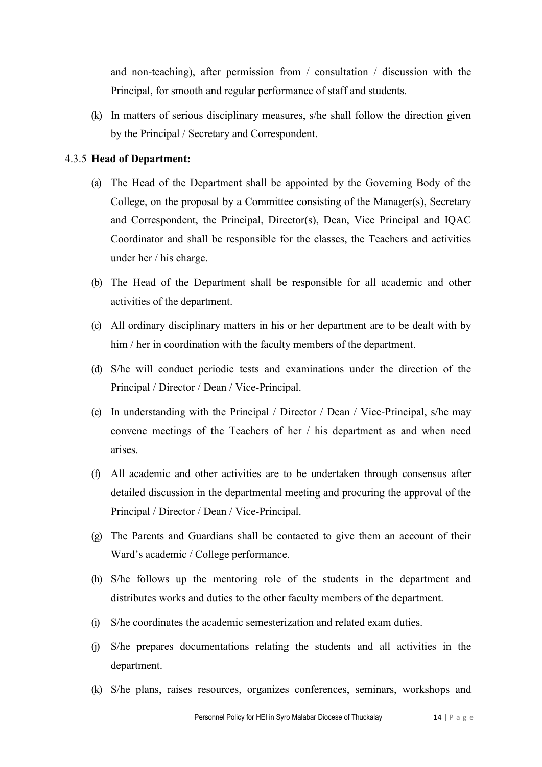and non-teaching), after permission from / consultation / discussion with the Principal, for smooth and regular performance of staff and students.

(k) In matters of serious disciplinary measures, s/he shall follow the direction given by the Principal / Secretary and Correspondent.

4.3.5 **Head of Department:**

(a) The Head of the Department shall be appointed by the Governing Body of the College, on the proposal by a Committee consisting of the Manager(s), Secretary and Correspondent, the Principal, Director(s), Dean, Vice Principal and IQAC Coordinator and shall be responsible for the classes, the Teachers and activities under her / his charge.

(b) The Head of the Department shall be responsible for all academic and other activities of the department.

(c) All ordinary disciplinary matters in his or her department are to be dealt with by him / her in coordination with the faculty members of the department.

(d) S/he will conduct periodic tests and examinations under the direction of the Principal / Director / Dean / Vice-Principal.

(e) In understanding with the Principal / Director / Dean / Vice-Principal, s/he may convene meetings of the Teachers of her / his department as and when need arises.

(f) All academic and other activities are to be undertaken through consensus after detailed discussion in the departmental meeting and procuring the approval of the Principal / Director / Dean / Vice-Principal.

(g) The Parents and Guardians shall be contacted to give them an account of their Ward's academic / College performance.

(h) S/he follows up the mentoring role of the students in the department and distributes works and duties to the other faculty members of the department.

(i) S/he coordinates the academic semesterization and related exam duties.

(j) S/he prepares documentations relating the students and all activities in the department.

(k) S/he plans, raises resources, organizes conferences, seminars, workshops and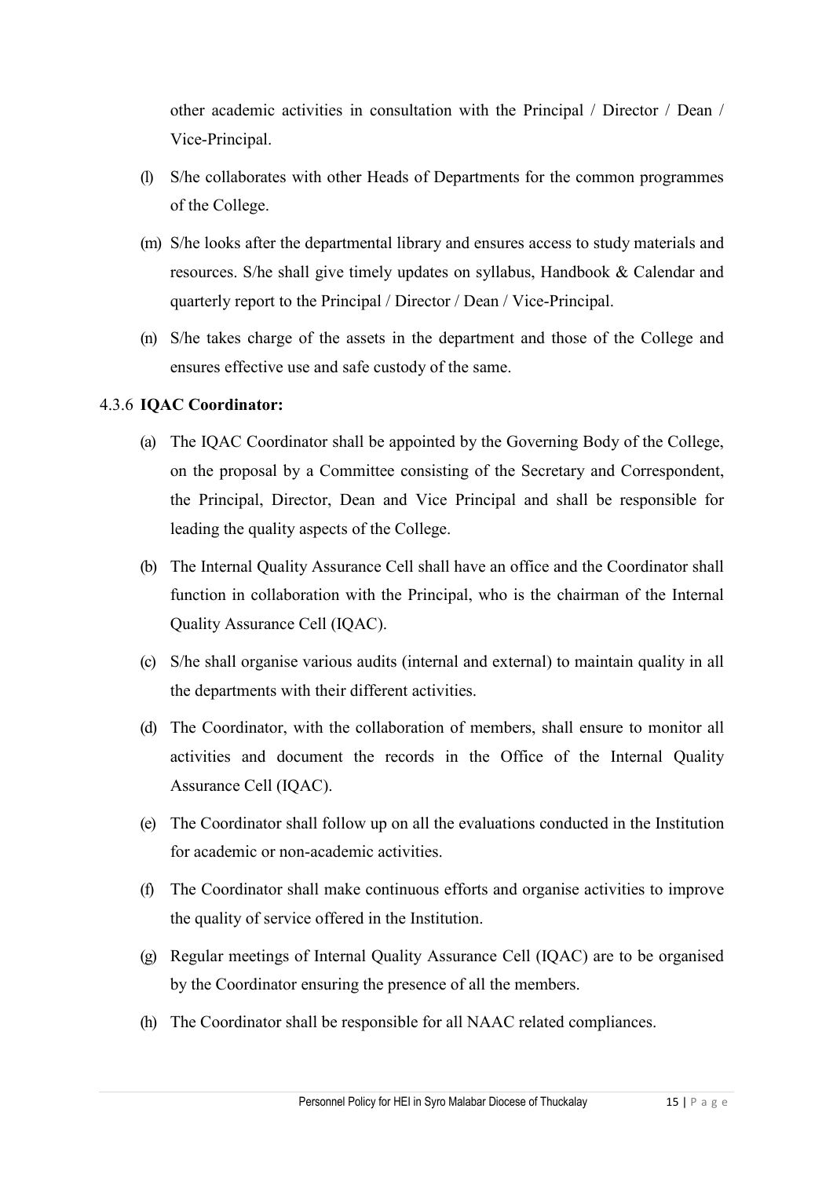other academic activities in consultation with the Principal / Director / Dean / Vice-Principal.

(l) S/he collaborates with other Heads of Departments for the common programmes of the College.

(m) S/he looks after the departmental library and ensures access to study materials and resources. S/he shall give timely updates on syllabus, Handbook & Calendar and quarterly report to the Principal / Director / Dean / Vice-Principal.

(n) S/he takes charge of the assets in the department and those of the College and ensures effective use and safe custody of the same.

#### 4.3.6 **IQAC Coordinator:**

(a) The IQAC Coordinator shall be appointed by the Governing Body of the College, on the proposal by a Committee consisting of the Secretary and Correspondent, the Principal, Director, Dean and Vice Principal and shall be responsible for leading the quality aspects of the College.

(b) The Internal Quality Assurance Cell shall have an office and the Coordinator shall function in collaboration with the Principal, who is the chairman of the Internal Quality Assurance Cell (IQAC).

(c) S/he shall organise various audits (internal and external) to maintain quality in all the departments with their different activities.

(d) The Coordinator, with the collaboration of members, shall ensure to monitor all activities and document the records in the Office of the Internal Quality Assurance Cell (IQAC).

(e) The Coordinator shall follow up on all the evaluations conducted in the Institution for academic or non-academic activities.

(f) The Coordinator shall make continuous efforts and organise activities to improve the quality of service offered in the Institution.

(g) Regular meetings of Internal Quality Assurance Cell (IQAC) are to be organised by the Coordinator ensuring the presence of all the members.

(h) The Coordinator shall be responsible for all NAAC related compliances.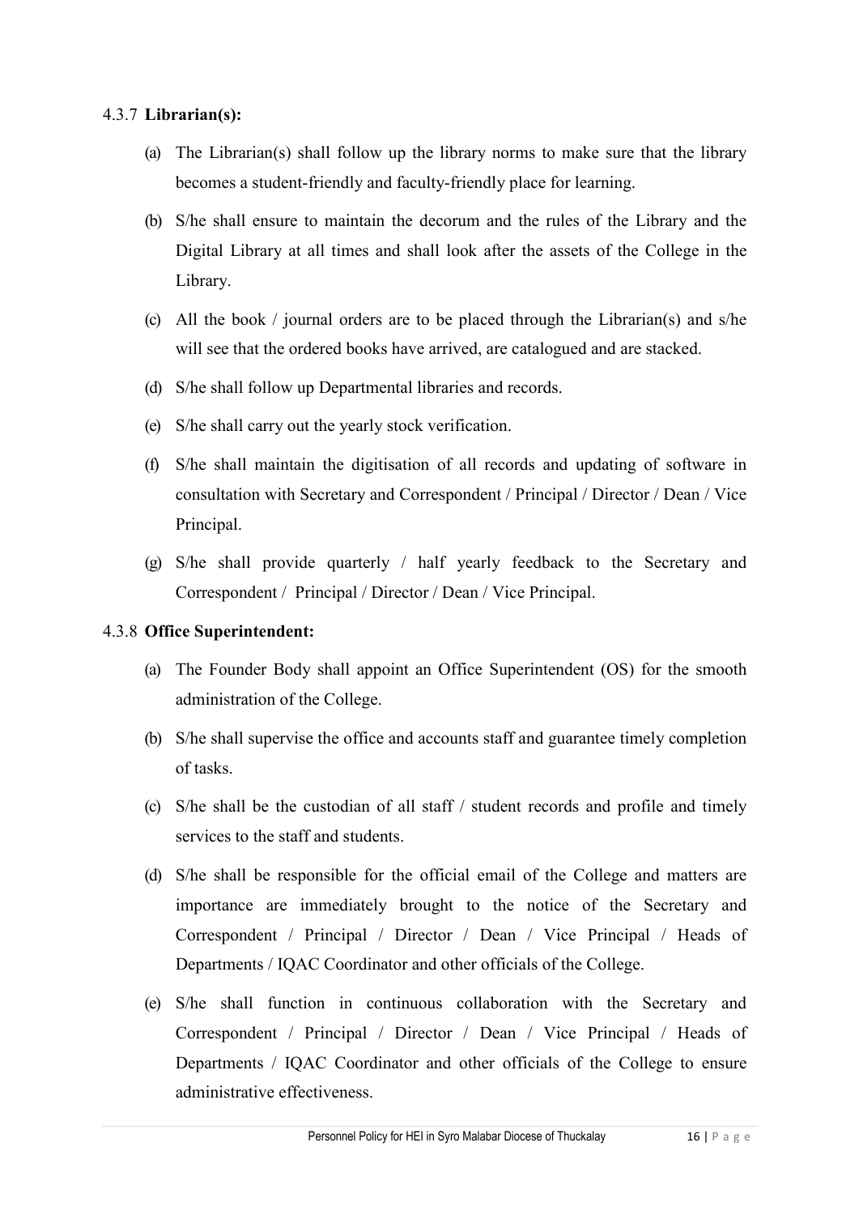#### 4.3.7 **Librarian(s):**

(a) The Librarian(s) shall follow up the library norms to make sure that the library becomes a student-friendly and faculty-friendly place for learning.

(b) S/he shall ensure to maintain the decorum and the rules of the Library and the Digital Library at all times and shall look after the assets of the College in the Library.

(c) All the book / journal orders are to be placed through the Librarian(s) and s/he will see that the ordered books have arrived, are catalogued and are stacked.

(d) S/he shall follow up Departmental libraries and records.

(e) S/he shall carry out the yearly stock verification.

(f) S/he shall maintain the digitisation of all records and updating of software in consultation with Secretary and Correspondent / Principal / Director / Dean / Vice Principal.

(g) S/he shall provide quarterly / half yearly feedback to the Secretary and Correspondent / Principal / Director / Dean / Vice Principal.

#### 4.3.8 **Office Superintendent:**

(a) The Founder Body shall appoint an Office Superintendent (OS) for the smooth administration of the College.

(b) S/he shall supervise the office and accounts staff and guarantee timely completion of tasks.

(c) S/he shall be the custodian of all staff / student records and profile and timely services to the staff and students.

(d) S/he shall be responsible for the official email of the College and matters are importance are immediately brought to the notice of the Secretary and Correspondent / Principal / Director / Dean / Vice Principal / Heads of Departments / IQAC Coordinator and other officials of the College.

(e) S/he shall function in continuous collaboration with the Secretary and Correspondent / Principal / Director / Dean / Vice Principal / Heads of Departments / IQAC Coordinator and other officials of the College to ensure administrative effectiveness.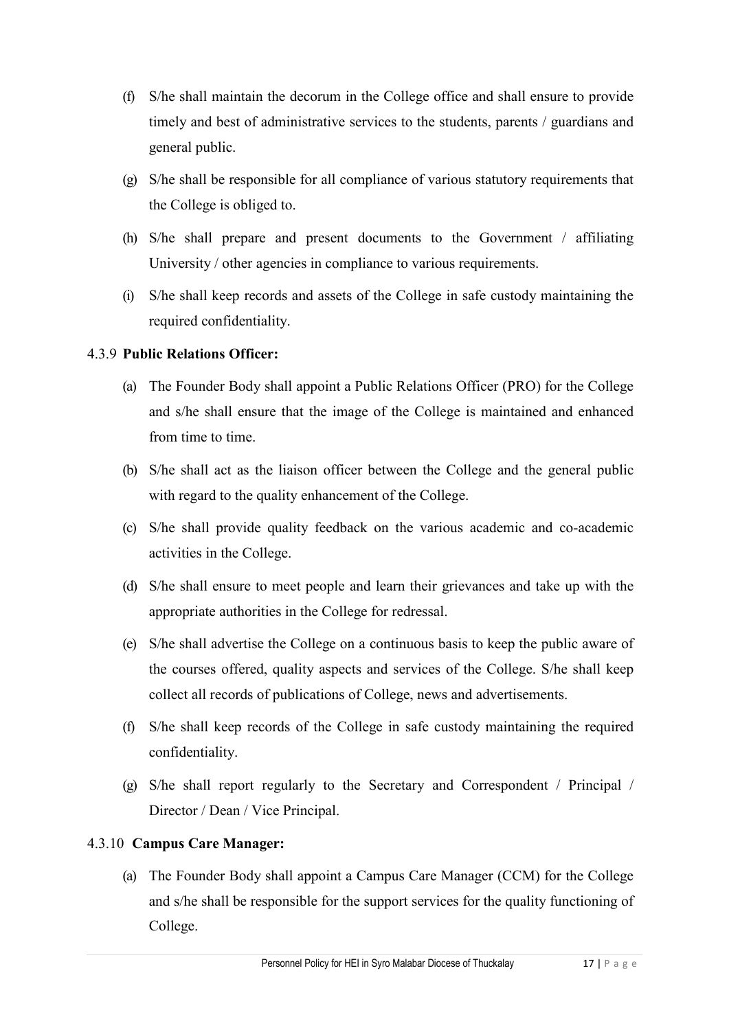(f) S/he shall maintain the decorum in the College office and shall ensure to provide timely and best of administrative services to the students, parents / guardians and general public.

(g) S/he shall be responsible for all compliance of various statutory requirements that the College is obliged to.

(h) S/he shall prepare and present documents to the Government / affiliating University / other agencies in compliance to various requirements.

(i) S/he shall keep records and assets of the College in safe custody maintaining the required confidentiality.

4.3.9 **Public Relations Officer:**

(a) The Founder Body shall appoint a Public Relations Officer (PRO) for the College and s/he shall ensure that the image of the College is maintained and enhanced from time to time.

(b) S/he shall act as the liaison officer between the College and the general public with regard to the quality enhancement of the College.

(c) S/he shall provide quality feedback on the various academic and co-academic activities in the College.

(d) S/he shall ensure to meet people and learn their grievances and take up with the appropriate authorities in the College for redressal.

(e) S/he shall advertise the College on a continuous basis to keep the public aware of the courses offered, quality aspects and services of the College. S/he shall keep collect all records of publications of College, news and advertisements.

(f) S/he shall keep records of the College in safe custody maintaining the required confidentiality.

(g) S/he shall report regularly to the Secretary and Correspondent / Principal / Director / Dean / Vice Principal.

4.3.10 **Campus Care Manager:**

(a) The Founder Body shall appoint a Campus Care Manager (CCM) for the College and s/he shall be responsible for the support services for the quality functioning of College.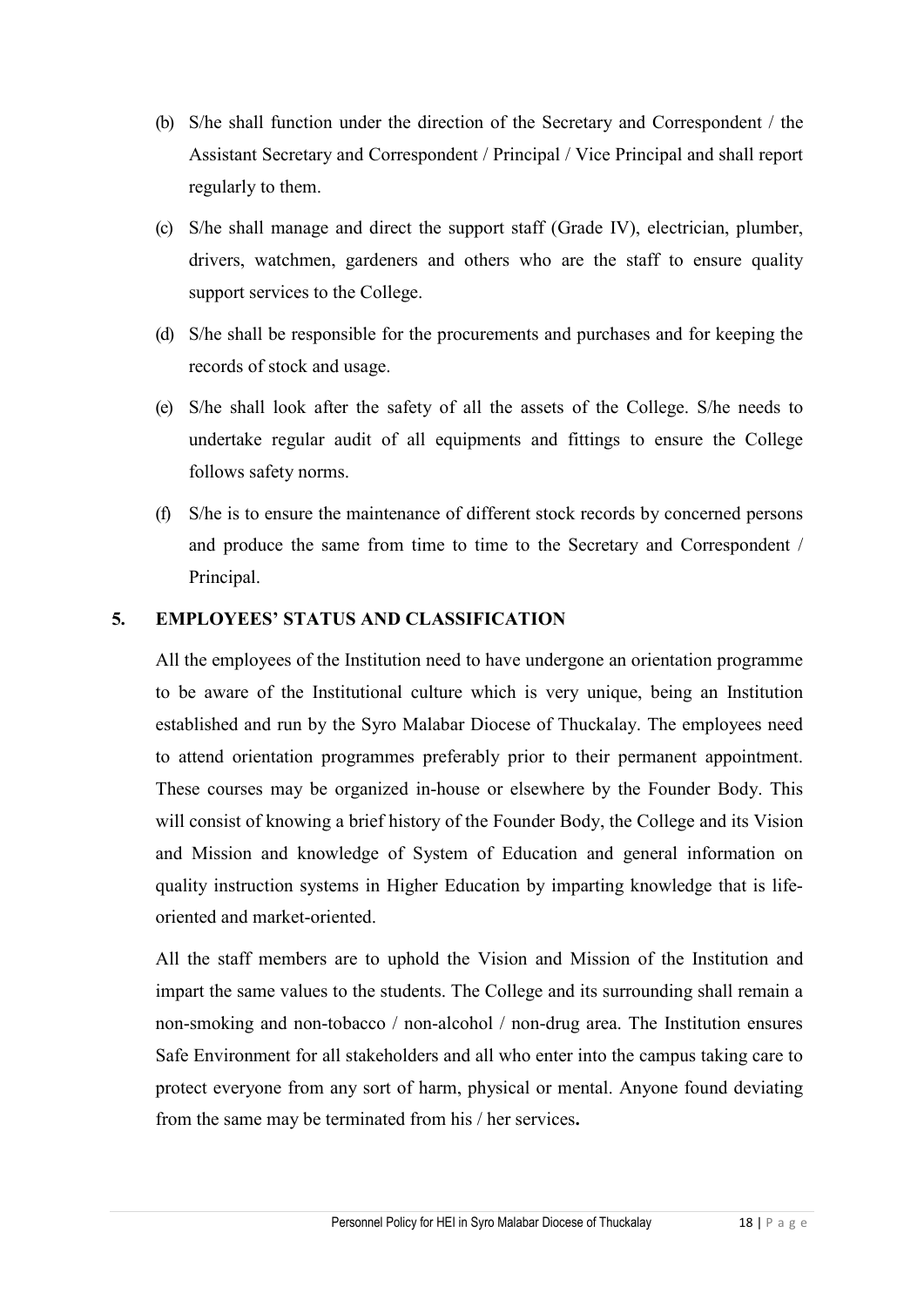(b) S/he shall function under the direction of the Secretary and Correspondent / the Assistant Secretary and Correspondent / Principal / Vice Principal and shall report regularly to them.

(c) S/he shall manage and direct the support staff (Grade IV), electrician, plumber, drivers, watchmen, gardeners and others who are the staff to ensure quality support services to the College.

(d) S/he shall be responsible for the procurements and purchases and for keeping the records of stock and usage.

(e) S/he shall look after the safety of all the assets of the College. S/he needs to undertake regular audit of all equipments and fittings to ensure the College follows safety norms.

(f) S/he is to ensure the maintenance of different stock records by concerned persons and produce the same from time to time to the Secretary and Correspondent / Principal.

## 5. EMPLOYEES' STATUS AND CLASSIFICATION

All the employees of the Institution need to have undergone an orientation programme to be aware of the Institutional culture which is very unique, being an Institution established and run by the Syro Malabar Diocese of Thuckalay. The employees need to attend orientation programmes preferably prior to their permanent appointment. These courses may be organized in-house or elsewhere by the Founder Body. This will consist of knowing a brief history of the Founder Body, the College and its Vision and Mission and knowledge of System of Education and general information on quality instruction systems in Higher Education by imparting knowledge that is life-oriented and market-oriented.

All the staff members are to uphold the Vision and Mission of the Institution and impart the same values to the students. The College and its surrounding shall remain a non-smoking and non-tobacco / non-alcohol / non-drug area. The Institution ensures Safe Environment for all stakeholders and all who enter into the campus taking care to protect everyone from any sort of harm, physical or mental. Anyone found deviating from the same may be terminated from his / her services**.**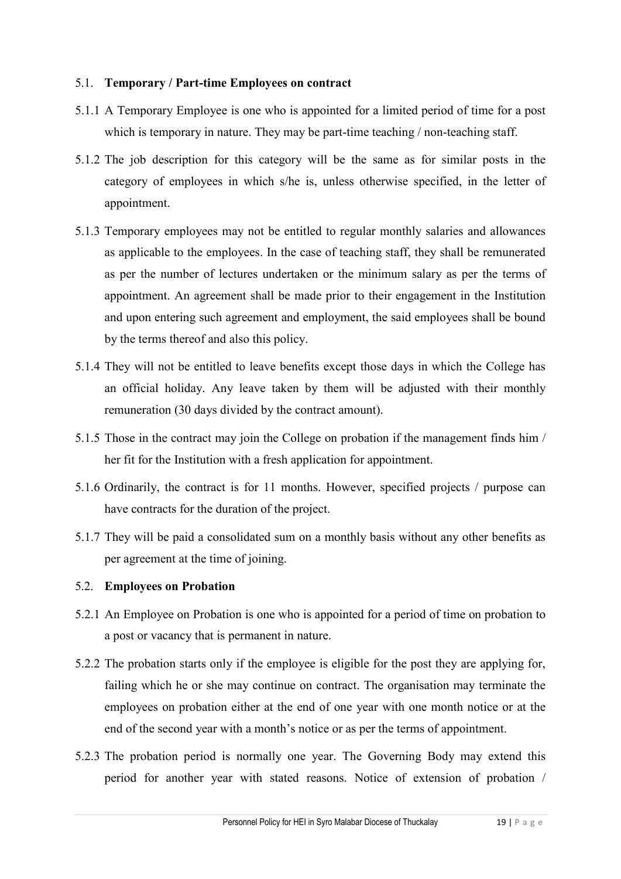### 5.1. **Temporary / Part-time Employees on contract**

5.1.1 A Temporary Employee is one who is appointed for a limited period of time for a post which is temporary in nature. They may be part-time teaching / non-teaching staff.

5.1.2 The job description for this category will be the same as for similar posts in the category of employees in which s/he is, unless otherwise specified, in the letter of appointment.

5.1.3 Temporary employees may not be entitled to regular monthly salaries and allowances as applicable to the employees. In the case of teaching staff, they shall be remunerated as per the number of lectures undertaken or the minimum salary as per the terms of appointment. An agreement shall be made prior to their engagement in the Institution and upon entering such agreement and employment, the said employees shall be bound by the terms thereof and also this policy.

5.1.4 They will not be entitled to leave benefits except those days in which the College has an official holiday. Any leave taken by them will be adjusted with their monthly remuneration (30 days divided by the contract amount).

5.1.5 Those in the contract may join the College on probation if the management finds him / her fit for the Institution with a fresh application for appointment.

5.1.6 Ordinarily, the contract is for 11 months. However, specified projects / purpose can have contracts for the duration of the project.

5.1.7 They will be paid a consolidated sum on a monthly basis without any other benefits as per agreement at the time of joining.

### 5.2. **Employees on Probation**

5.2.1 An Employee on Probation is one who is appointed for a period of time on probation to a post or vacancy that is permanent in nature.

5.2.2 The probation starts only if the employee is eligible for the post they are applying for, failing which he or she may continue on contract. The organisation may terminate the employees on probation either at the end of one year with one month notice or at the end of the second year with a month's notice or as per the terms of appointment.

5.2.3 The probation period is normally one year. The Governing Body may extend this period for another year with stated reasons. Notice of extension of probation /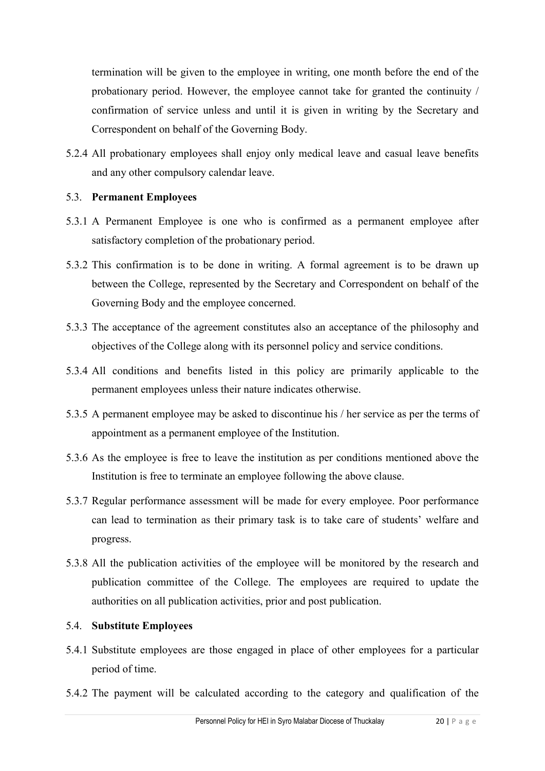termination will be given to the employee in writing, one month before the end of the probationary period. However, the employee cannot take for granted the continuity / confirmation of service unless and until it is given in writing by the Secretary and Correspondent on behalf of the Governing Body.

5.2.4 All probationary employees shall enjoy only medical leave and casual leave benefits and any other compulsory calendar leave.

### 5.3. **Permanent Employees**

5.3.1 A Permanent Employee is one who is confirmed as a permanent employee after satisfactory completion of the probationary period.

5.3.2 This confirmation is to be done in writing. A formal agreement is to be drawn up between the College, represented by the Secretary and Correspondent on behalf of the Governing Body and the employee concerned.

5.3.3 The acceptance of the agreement constitutes also an acceptance of the philosophy and objectives of the College along with its personnel policy and service conditions.

5.3.4 All conditions and benefits listed in this policy are primarily applicable to the permanent employees unless their nature indicates otherwise.

5.3.5 A permanent employee may be asked to discontinue his / her service as per the terms of appointment as a permanent employee of the Institution.

5.3.6 As the employee is free to leave the institution as per conditions mentioned above the Institution is free to terminate an employee following the above clause.

5.3.7 Regular performance assessment will be made for every employee. Poor performance can lead to termination as their primary task is to take care of students' welfare and progress.

5.3.8 All the publication activities of the employee will be monitored by the research and publication committee of the College. The employees are required to update the authorities on all publication activities, prior and post publication.

### 5.4. **Substitute Employees**

5.4.1 Substitute employees are those engaged in place of other employees for a particular period of time.

5.4.2 The payment will be calculated according to the category and qualification of the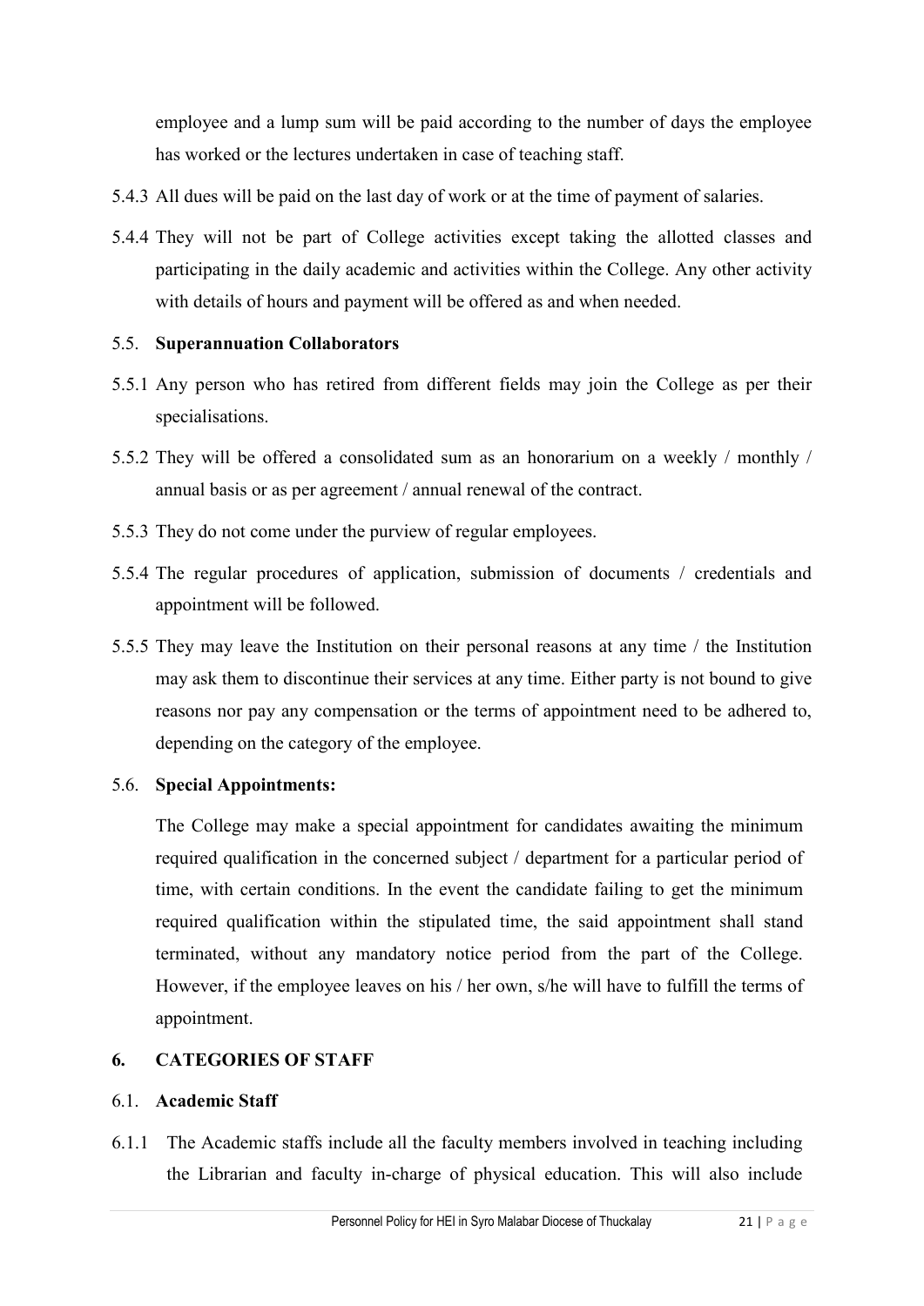employee and a lump sum will be paid according to the number of days the employee has worked or the lectures undertaken in case of teaching staff.

5.4.3 All dues will be paid on the last day of work or at the time of payment of salaries.

5.4.4 They will not be part of College activities except taking the allotted classes and participating in the daily academic and activities within the College. Any other activity with details of hours and payment will be offered as and when needed.

### 5.5. **Superannuation Collaborators**

5.5.1 Any person who has retired from different fields may join the College as per their specialisations.

5.5.2 They will be offered a consolidated sum as an honorarium on a weekly / monthly / annual basis or as per agreement / annual renewal of the contract.

5.5.3 They do not come under the purview of regular employees.

5.5.4 The regular procedures of application, submission of documents / credentials and appointment will be followed.

5.5.5 They may leave the Institution on their personal reasons at any time / the Institution may ask them to discontinue their services at any time. Either party is not bound to give reasons nor pay any compensation or the terms of appointment need to be adhered to, depending on the category of the employee.

### 5.6. **Special Appointments:**

The College may make a special appointment for candidates awaiting the minimum required qualification in the concerned subject / department for a particular period of time, with certain conditions. In the event the candidate failing to get the minimum required qualification within the stipulated time, the said appointment shall stand terminated, without any mandatory notice period from the part of the College. However, if the employee leaves on his / her own, s/he will have to fulfill the terms of appointment.

## 6. CATEGORIES OF STAFF

### 6.1. **Academic Staff**

6.1.1 The Academic staffs include all the faculty members involved in teaching including the Librarian and faculty in-charge of physical education. This will also include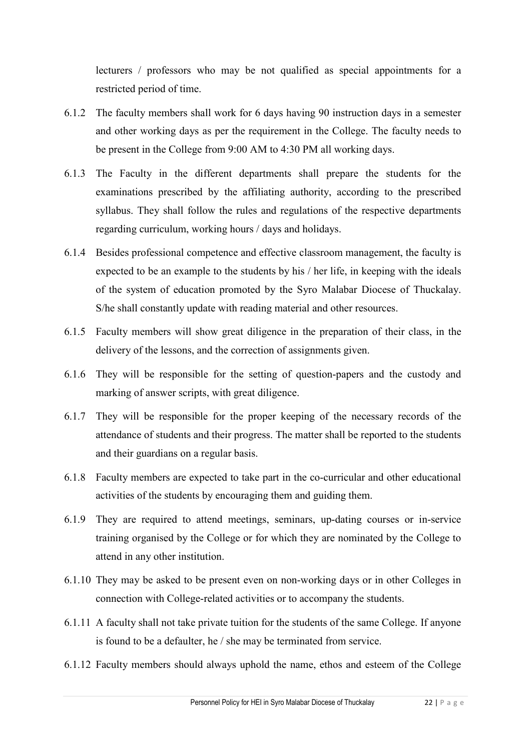lecturers / professors who may be not qualified as special appointments for a restricted period of time.

6.1.2 The faculty members shall work for 6 days having 90 instruction days in a semester and other working days as per the requirement in the College. The faculty needs to be present in the College from 9:00 AM to 4:30 PM all working days.

6.1.3 The Faculty in the different departments shall prepare the students for the examinations prescribed by the affiliating authority, according to the prescribed syllabus. They shall follow the rules and regulations of the respective departments regarding curriculum, working hours / days and holidays.

6.1.4 Besides professional competence and effective classroom management, the faculty is expected to be an example to the students by his / her life, in keeping with the ideals of the system of education promoted by the Syro Malabar Diocese of Thuckalay. S/he shall constantly update with reading material and other resources.

6.1.5 Faculty members will show great diligence in the preparation of their class, in the delivery of the lessons, and the correction of assignments given.

6.1.6 They will be responsible for the setting of question-papers and the custody and marking of answer scripts, with great diligence.

6.1.7 They will be responsible for the proper keeping of the necessary records of the attendance of students and their progress. The matter shall be reported to the students and their guardians on a regular basis.

6.1.8 Faculty members are expected to take part in the co-curricular and other educational activities of the students by encouraging them and guiding them.

6.1.9 They are required to attend meetings, seminars, up-dating courses or in-service training organised by the College or for which they are nominated by the College to attend in any other institution.

6.1.10 They may be asked to be present even on non-working days or in other Colleges in connection with College-related activities or to accompany the students.

6.1.11 A faculty shall not take private tuition for the students of the same College. If anyone is found to be a defaulter, he / she may be terminated from service.

6.1.12 Faculty members should always uphold the name, ethos and esteem of the College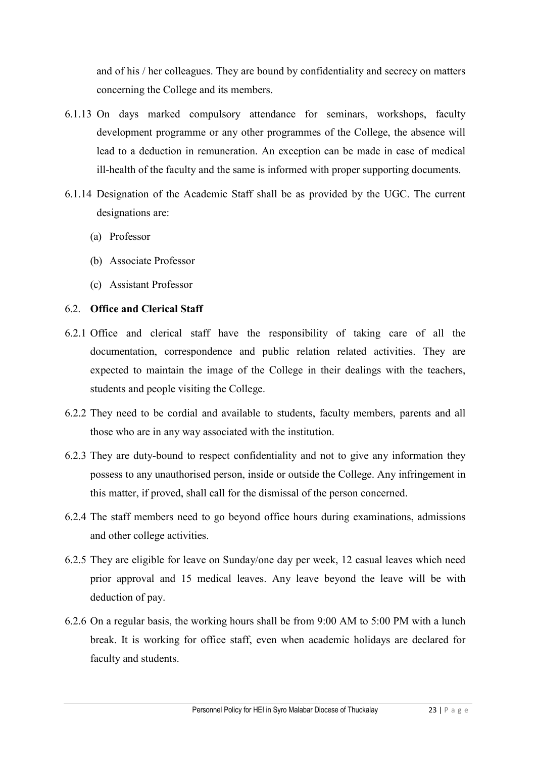and of his / her colleagues. They are bound by confidentiality and secrecy on matters concerning the College and its members.

6.1.13 On days marked compulsory attendance for seminars, workshops, faculty development programme or any other programmes of the College, the absence will lead to a deduction in remuneration. An exception can be made in case of medical ill-health of the faculty and the same is informed with proper supporting documents.

6.1.14 Designation of the Academic Staff shall be as provided by the UGC. The current designations are:

(a) Professor

(b) Associate Professor

(c) Assistant Professor

### 6.2. **Office and Clerical Staff**

6.2.1 Office and clerical staff have the responsibility of taking care of all the documentation, correspondence and public relation related activities. They are expected to maintain the image of the College in their dealings with the teachers, students and people visiting the College.

6.2.2 They need to be cordial and available to students, faculty members, parents and all those who are in any way associated with the institution.

6.2.3 They are duty-bound to respect confidentiality and not to give any information they possess to any unauthorised person, inside or outside the College. Any infringement in this matter, if proved, shall call for the dismissal of the person concerned.

6.2.4 The staff members need to go beyond office hours during examinations, admissions and other college activities.

6.2.5 They are eligible for leave on Sunday/one day per week, 12 casual leaves which need prior approval and 15 medical leaves. Any leave beyond the leave will be with deduction of pay.

6.2.6 On a regular basis, the working hours shall be from 9:00 AM to 5:00 PM with a lunch break. It is working for office staff, even when academic holidays are declared for faculty and students.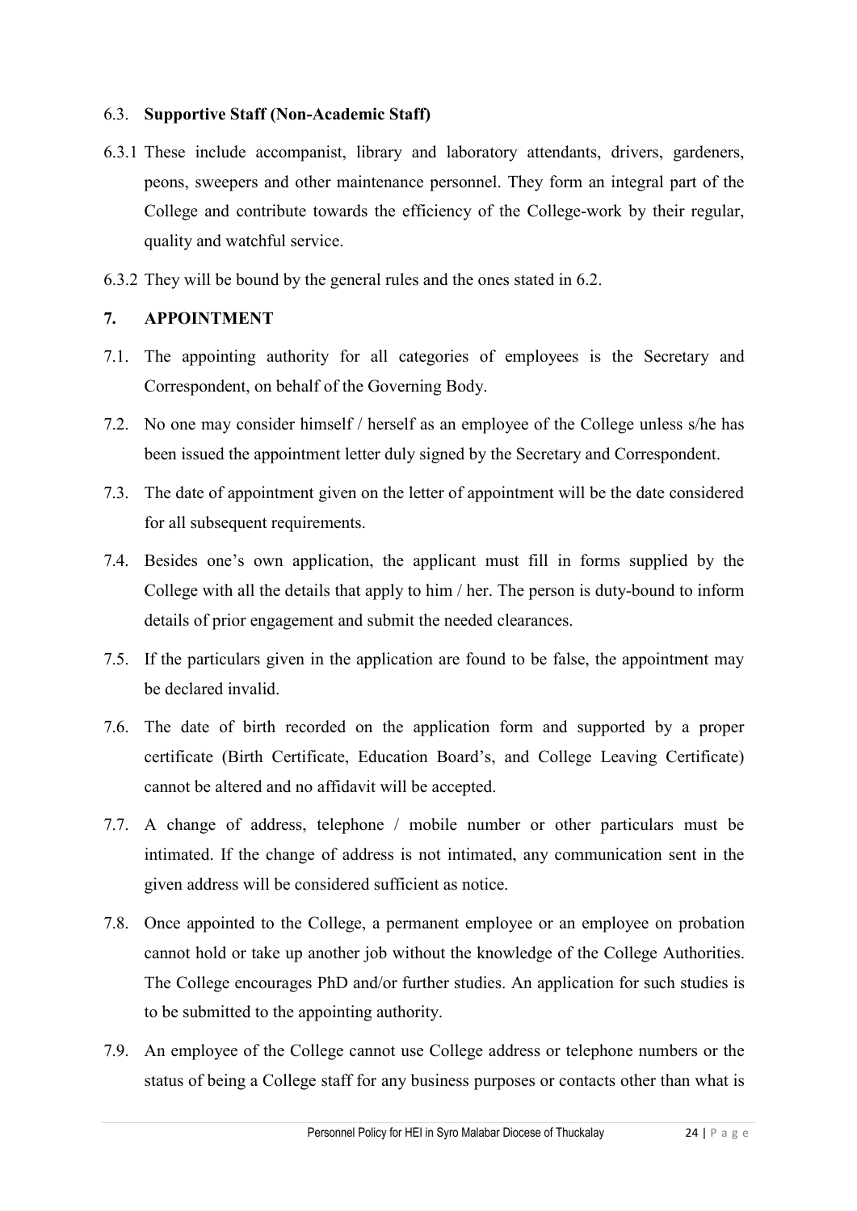### 6.3. Supportive Staff (Non-Academic Staff)

6.3.1 These include accompanist, library and laboratory attendants, drivers, gardeners, peons, sweepers and other maintenance personnel. They form an integral part of the College and contribute towards the efficiency of the College-work by their regular, quality and watchful service.

6.3.2 They will be bound by the general rules and the ones stated in 6.2.

## 7. APPOINTMENT

7.1. The appointing authority for all categories of employees is the Secretary and Correspondent, on behalf of the Governing Body.

7.2. No one may consider himself / herself as an employee of the College unless s/he has been issued the appointment letter duly signed by the Secretary and Correspondent.

7.3. The date of appointment given on the letter of appointment will be the date considered for all subsequent requirements.

7.4. Besides one's own application, the applicant must fill in forms supplied by the College with all the details that apply to him / her. The person is duty-bound to inform details of prior engagement and submit the needed clearances.

7.5. If the particulars given in the application are found to be false, the appointment may be declared invalid.

7.6. The date of birth recorded on the application form and supported by a proper certificate (Birth Certificate, Education Board's, and College Leaving Certificate) cannot be altered and no affidavit will be accepted.

7.7. A change of address, telephone / mobile number or other particulars must be intimated. If the change of address is not intimated, any communication sent in the given address will be considered sufficient as notice.

7.8. Once appointed to the College, a permanent employee or an employee on probation cannot hold or take up another job without the knowledge of the College Authorities. The College encourages PhD and/or further studies. An application for such studies is to be submitted to the appointing authority.

7.9. An employee of the College cannot use College address or telephone numbers or the status of being a College staff for any business purposes or contacts other than what is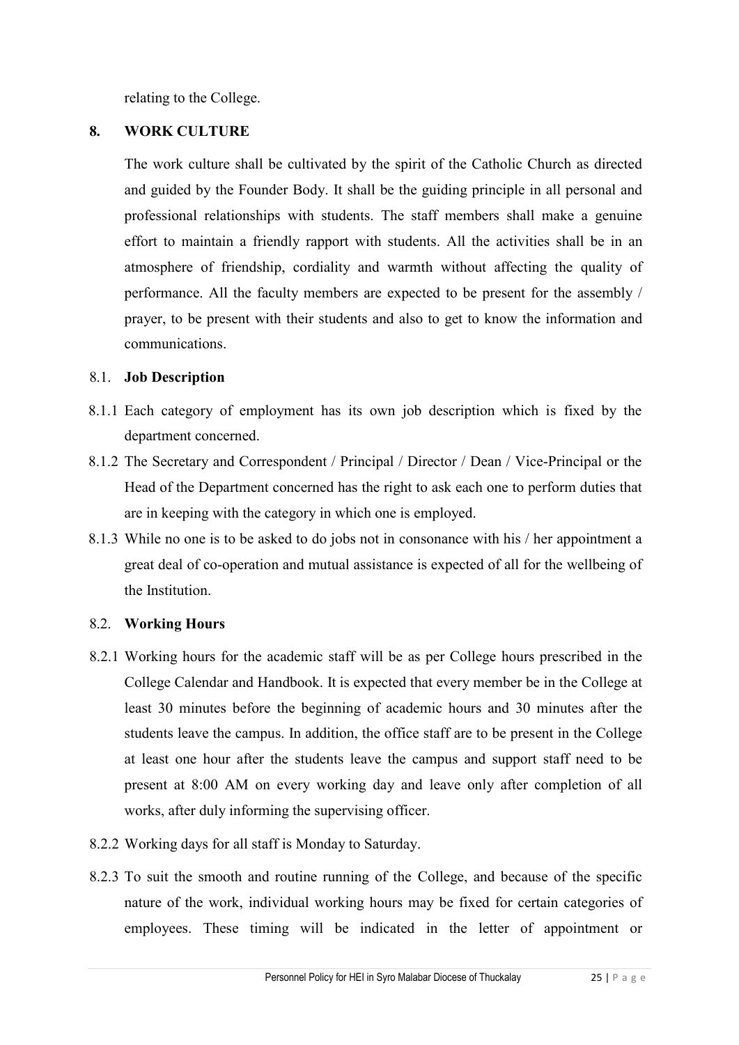relating to the College.

## 8. WORK CULTURE

The work culture shall be cultivated by the spirit of the Catholic Church as directed and guided by the Founder Body. It shall be the guiding principle in all personal and professional relationships with students. The staff members shall make a genuine effort to maintain a friendly rapport with students. All the activities shall be in an atmosphere of friendship, cordiality and warmth without affecting the quality of performance. All the faculty members are expected to be present for the assembly / prayer, to be present with their students and also to get to know the information and communications.

### 8.1. Job Description

8.1.1 Each category of employment has its own job description which is fixed by the department concerned.

8.1.2 The Secretary and Correspondent / Principal / Director / Dean / Vice-Principal or the Head of the Department concerned has the right to ask each one to perform duties that are in keeping with the category in which one is employed.

8.1.3 While no one is to be asked to do jobs not in consonance with his / her appointment a great deal of co-operation and mutual assistance is expected of all for the wellbeing of the Institution.

### 8.2. Working Hours

8.2.1 Working hours for the academic staff will be as per College hours prescribed in the College Calendar and Handbook. It is expected that every member be in the College at least 30 minutes before the beginning of academic hours and 30 minutes after the students leave the campus. In addition, the office staff are to be present in the College at least one hour after the students leave the campus and support staff need to be present at 8:00 AM on every working day and leave only after completion of all works, after duly informing the supervising officer.

8.2.2 Working days for all staff is Monday to Saturday.

8.2.3 To suit the smooth and routine running of the College, and because of the specific nature of the work, individual working hours may be fixed for certain categories of employees. These timing will be indicated in the letter of appointment or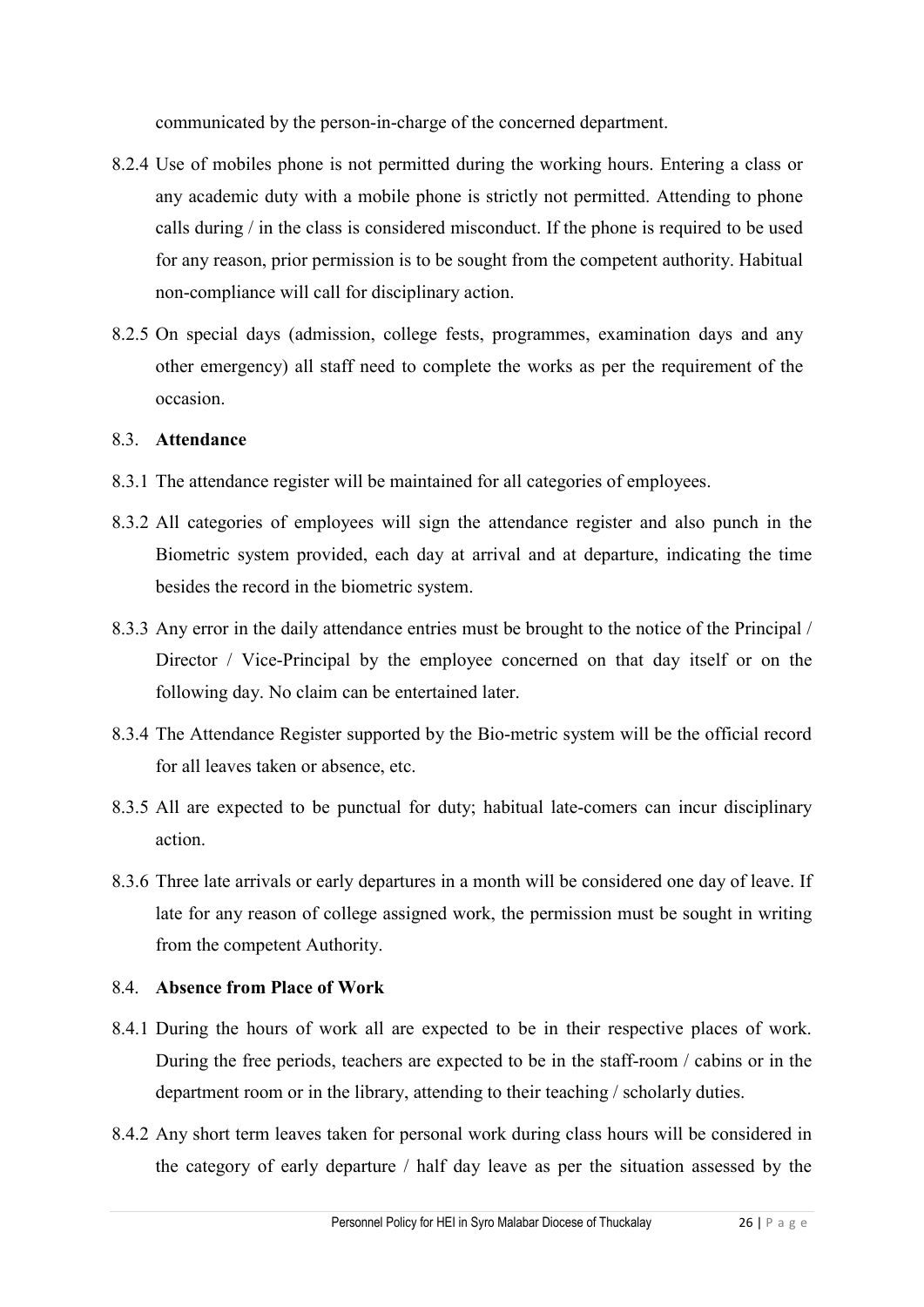communicated by the person-in-charge of the concerned department.

8.2.4 Use of mobiles phone is not permitted during the working hours. Entering a class or any academic duty with a mobile phone is strictly not permitted. Attending to phone calls during / in the class is considered misconduct. If the phone is required to be used for any reason, prior permission is to be sought from the competent authority. Habitual non-compliance will call for disciplinary action.

8.2.5 On special days (admission, college fests, programmes, examination days and any other emergency) all staff need to complete the works as per the requirement of the occasion.

### 8.3. Attendance

8.3.1 The attendance register will be maintained for all categories of employees.

8.3.2 All categories of employees will sign the attendance register and also punch in the Biometric system provided, each day at arrival and at departure, indicating the time besides the record in the biometric system.

8.3.3 Any error in the daily attendance entries must be brought to the notice of the Principal / Director / Vice-Principal by the employee concerned on that day itself or on the following day. No claim can be entertained later.

8.3.4 The Attendance Register supported by the Bio-metric system will be the official record for all leaves taken or absence, etc.

8.3.5 All are expected to be punctual for duty; habitual late-comers can incur disciplinary action.

8.3.6 Three late arrivals or early departures in a month will be considered one day of leave. If late for any reason of college assigned work, the permission must be sought in writing from the competent Authority.

### 8.4. Absence from Place of Work

8.4.1 During the hours of work all are expected to be in their respective places of work. During the free periods, teachers are expected to be in the staff-room / cabins or in the department room or in the library, attending to their teaching / scholarly duties.

8.4.2 Any short term leaves taken for personal work during class hours will be considered in the category of early departure / half day leave as per the situation assessed by the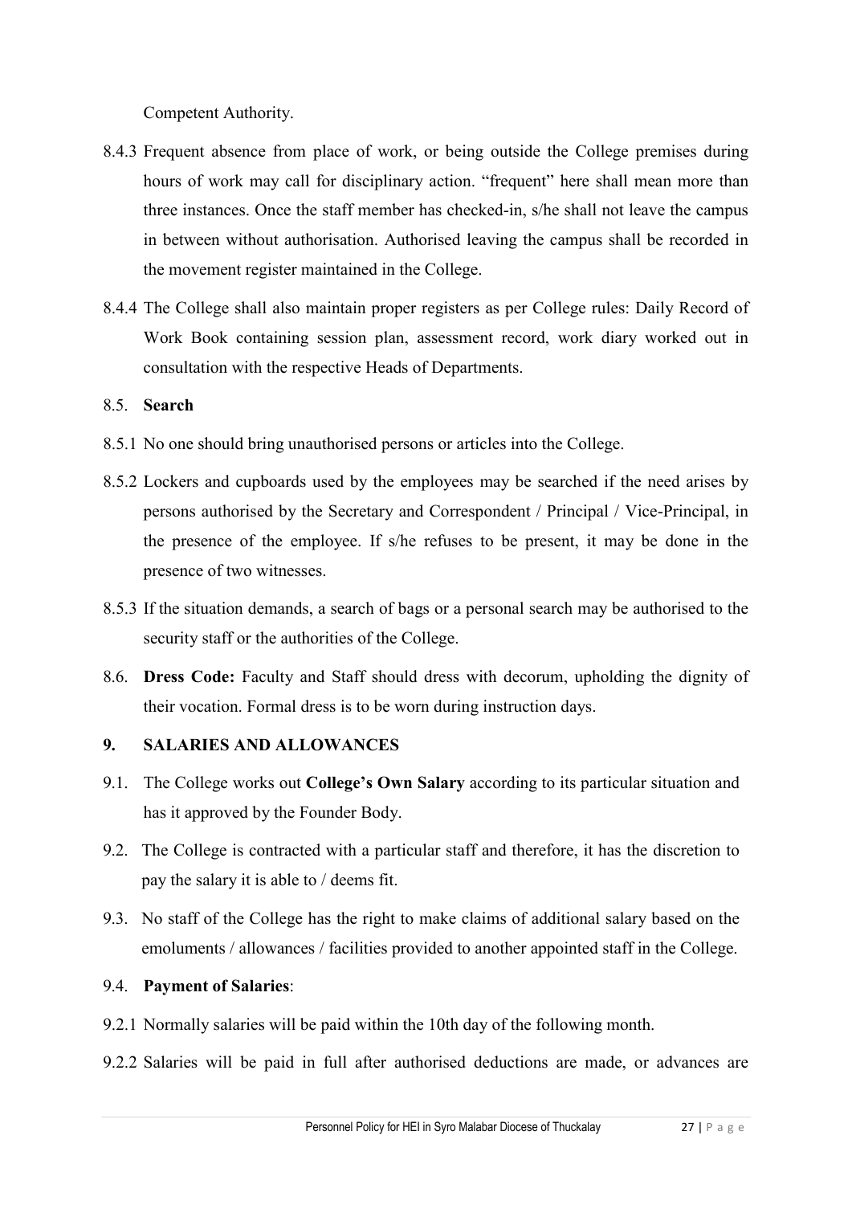Competent Authority.

8.4.3 Frequent absence from place of work, or being outside the College premises during hours of work may call for disciplinary action. "frequent" here shall mean more than three instances. Once the staff member has checked-in, s/he shall not leave the campus in between without authorisation. Authorised leaving the campus shall be recorded in the movement register maintained in the College.

8.4.4 The College shall also maintain proper registers as per College rules: Daily Record of Work Book containing session plan, assessment record, work diary worked out in consultation with the respective Heads of Departments.

8.5. **Search**

8.5.1 No one should bring unauthorised persons or articles into the College.

8.5.2 Lockers and cupboards used by the employees may be searched if the need arises by persons authorised by the Secretary and Correspondent / Principal / Vice-Principal, in the presence of the employee. If s/he refuses to be present, it may be done in the presence of two witnesses.

8.5.3 If the situation demands, a search of bags or a personal search may be authorised to the security staff or the authorities of the College.

8.6. **Dress Code:** Faculty and Staff should dress with decorum, upholding the dignity of their vocation. Formal dress is to be worn during instruction days.

## 9. SALARIES AND ALLOWANCES

9.1. The College works out **College's Own Salary** according to its particular situation and has it approved by the Founder Body.

9.2. The College is contracted with a particular staff and therefore, it has the discretion to pay the salary it is able to / deems fit.

9.3. No staff of the College has the right to make claims of additional salary based on the emoluments / allowances / facilities provided to another appointed staff in the College.

9.4. **Payment of Salaries**:

9.2.1 Normally salaries will be paid within the 10th day of the following month.

9.2.2 Salaries will be paid in full after authorised deductions are made, or advances are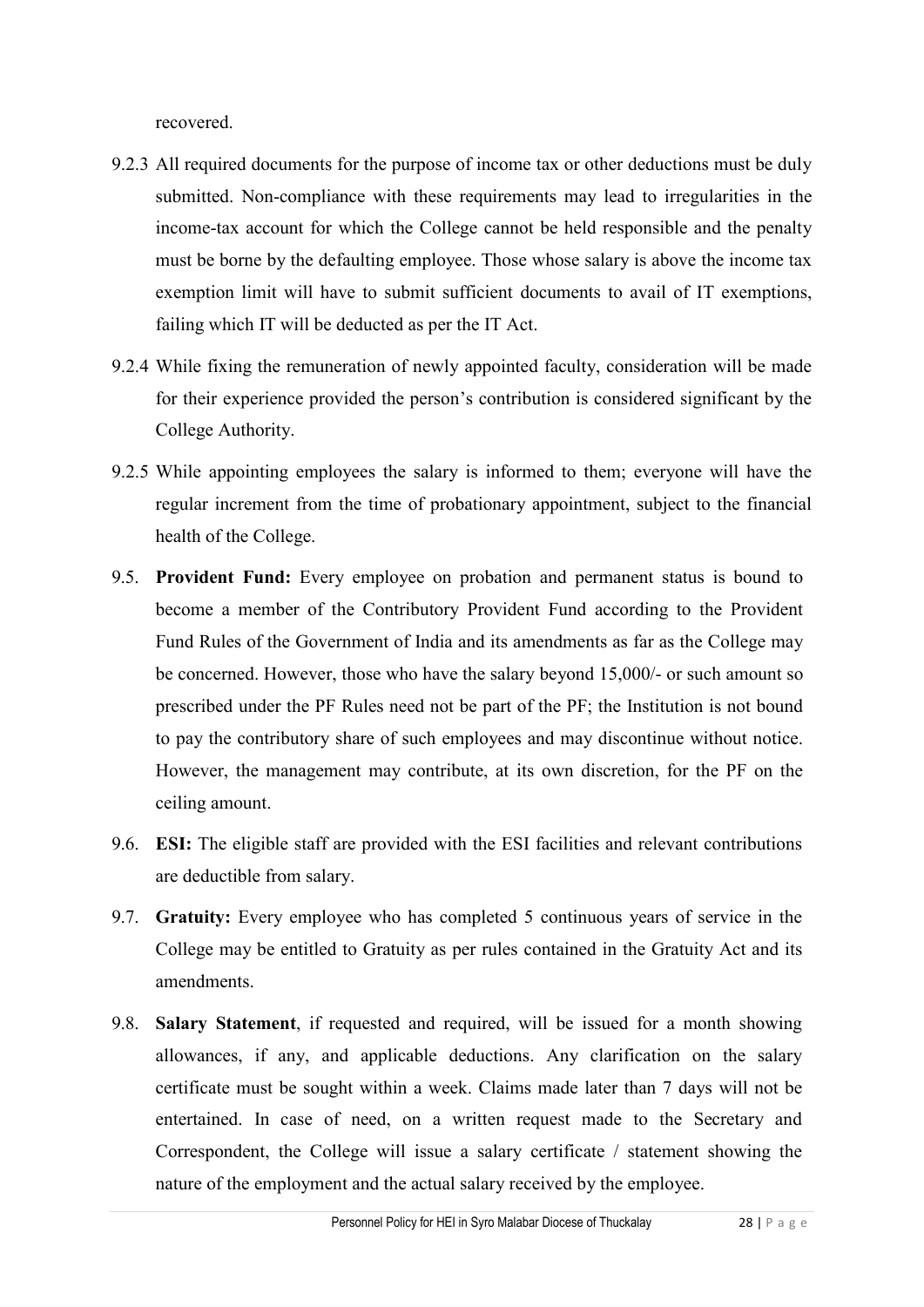recovered.

9.2.3 All required documents for the purpose of income tax or other deductions must be duly submitted. Non-compliance with these requirements may lead to irregularities in the income-tax account for which the College cannot be held responsible and the penalty must be borne by the defaulting employee. Those whose salary is above the income tax exemption limit will have to submit sufficient documents to avail of IT exemptions, failing which IT will be deducted as per the IT Act.

9.2.4 While fixing the remuneration of newly appointed faculty, consideration will be made for their experience provided the person's contribution is considered significant by the College Authority.

9.2.5 While appointing employees the salary is informed to them; everyone will have the regular increment from the time of probationary appointment, subject to the financial health of the College.

9.5. **Provident Fund:** Every employee on probation and permanent status is bound to become a member of the Contributory Provident Fund according to the Provident Fund Rules of the Government of India and its amendments as far as the College may be concerned. However, those who have the salary beyond 15,000/- or such amount so prescribed under the PF Rules need not be part of the PF; the Institution is not bound to pay the contributory share of such employees and may discontinue without notice. However, the management may contribute, at its own discretion, for the PF on the ceiling amount.

9.6. **ESI:** The eligible staff are provided with the ESI facilities and relevant contributions are deductible from salary.

9.7. **Gratuity:** Every employee who has completed 5 continuous years of service in the College may be entitled to Gratuity as per rules contained in the Gratuity Act and its amendments.

9.8. **Salary Statement**, if requested and required, will be issued for a month showing allowances, if any, and applicable deductions. Any clarification on the salary certificate must be sought within a week. Claims made later than 7 days will not be entertained. In case of need, on a written request made to the Secretary and Correspondent, the College will issue a salary certificate / statement showing the nature of the employment and the actual salary received by the employee.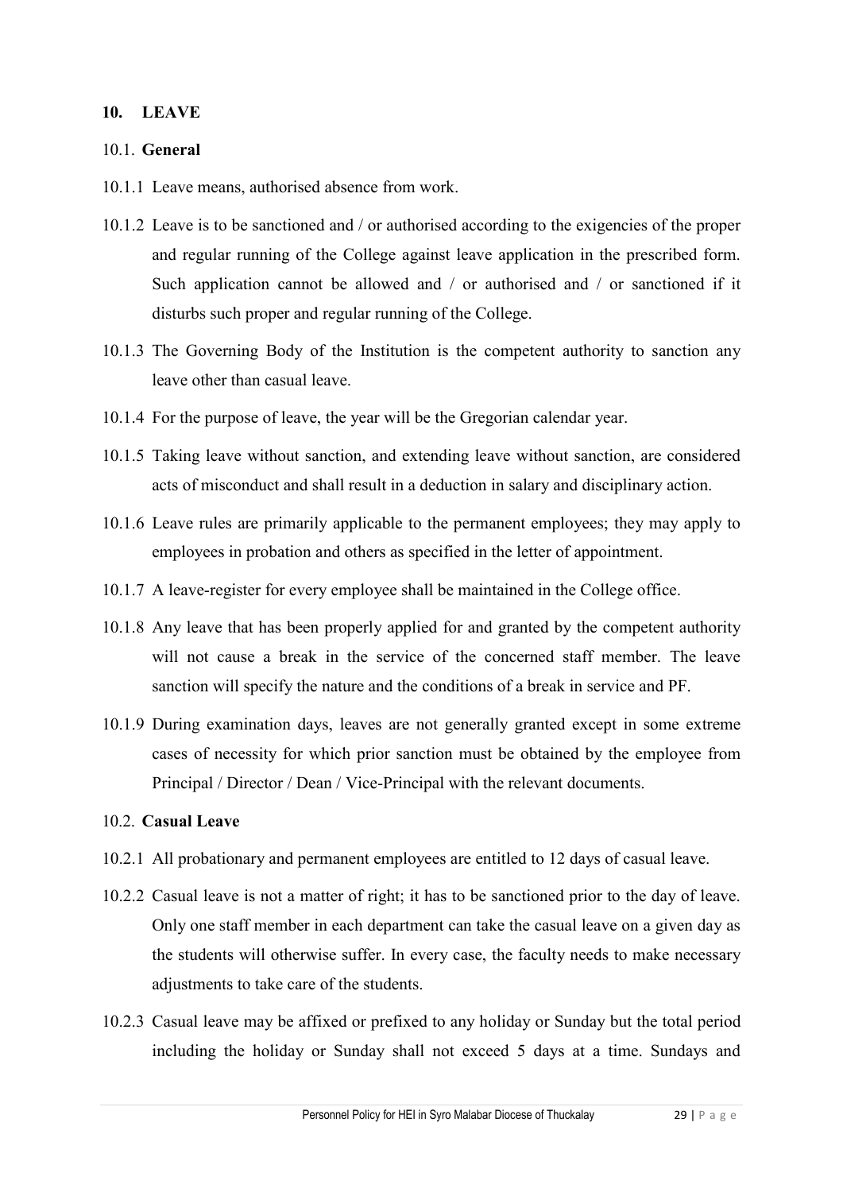## 10. LEAVE

### 10.1. General

10.1.1 Leave means, authorised absence from work.

10.1.2 Leave is to be sanctioned and / or authorised according to the exigencies of the proper and regular running of the College against leave application in the prescribed form. Such application cannot be allowed and / or authorised and / or sanctioned if it disturbs such proper and regular running of the College.

10.1.3 The Governing Body of the Institution is the competent authority to sanction any leave other than casual leave.

10.1.4 For the purpose of leave, the year will be the Gregorian calendar year.

10.1.5 Taking leave without sanction, and extending leave without sanction, are considered acts of misconduct and shall result in a deduction in salary and disciplinary action.

10.1.6 Leave rules are primarily applicable to the permanent employees; they may apply to employees in probation and others as specified in the letter of appointment.

10.1.7 A leave-register for every employee shall be maintained in the College office.

10.1.8 Any leave that has been properly applied for and granted by the competent authority will not cause a break in the service of the concerned staff member. The leave sanction will specify the nature and the conditions of a break in service and PF.

10.1.9 During examination days, leaves are not generally granted except in some extreme cases of necessity for which prior sanction must be obtained by the employee from Principal / Director / Dean / Vice-Principal with the relevant documents.

### 10.2. Casual Leave

10.2.1 All probationary and permanent employees are entitled to 12 days of casual leave.

10.2.2 Casual leave is not a matter of right; it has to be sanctioned prior to the day of leave. Only one staff member in each department can take the casual leave on a given day as the students will otherwise suffer. In every case, the faculty needs to make necessary adjustments to take care of the students.

10.2.3 Casual leave may be affixed or prefixed to any holiday or Sunday but the total period including the holiday or Sunday shall not exceed 5 days at a time. Sundays and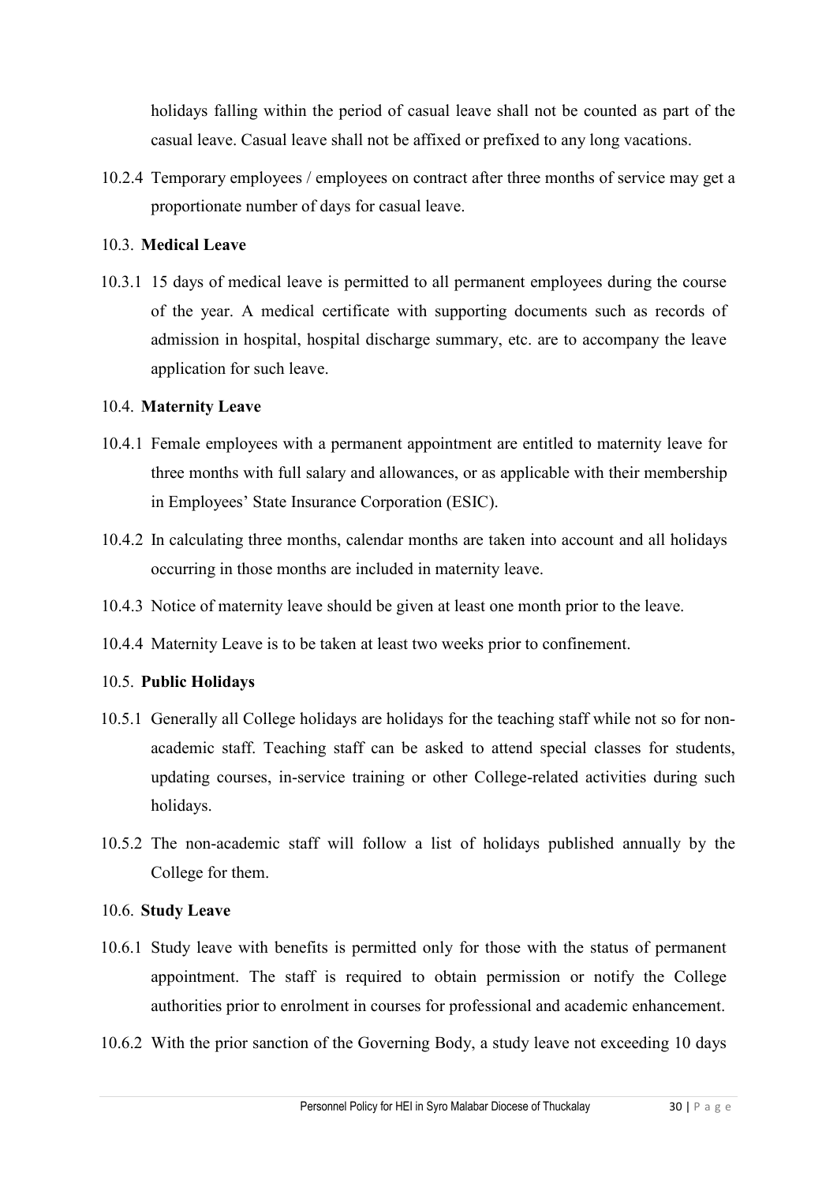holidays falling within the period of casual leave shall not be counted as part of the casual leave. Casual leave shall not be affixed or prefixed to any long vacations.

10.2.4 Temporary employees / employees on contract after three months of service may get a proportionate number of days for casual leave.

### 10.3. Medical Leave

10.3.1 15 days of medical leave is permitted to all permanent employees during the course of the year. A medical certificate with supporting documents such as records of admission in hospital, hospital discharge summary, etc. are to accompany the leave application for such leave.

### 10.4. Maternity Leave

10.4.1 Female employees with a permanent appointment are entitled to maternity leave for three months with full salary and allowances, or as applicable with their membership in Employees' State Insurance Corporation (ESIC).

10.4.2 In calculating three months, calendar months are taken into account and all holidays occurring in those months are included in maternity leave.

10.4.3 Notice of maternity leave should be given at least one month prior to the leave.

10.4.4 Maternity Leave is to be taken at least two weeks prior to confinement.

### 10.5. Public Holidays

10.5.1 Generally all College holidays are holidays for the teaching staff while not so for non-academic staff. Teaching staff can be asked to attend special classes for students, updating courses, in-service training or other College-related activities during such holidays.

10.5.2 The non-academic staff will follow a list of holidays published annually by the College for them.

### 10.6. Study Leave

10.6.1 Study leave with benefits is permitted only for those with the status of permanent appointment. The staff is required to obtain permission or notify the College authorities prior to enrolment in courses for professional and academic enhancement.

10.6.2 With the prior sanction of the Governing Body, a study leave not exceeding 10 days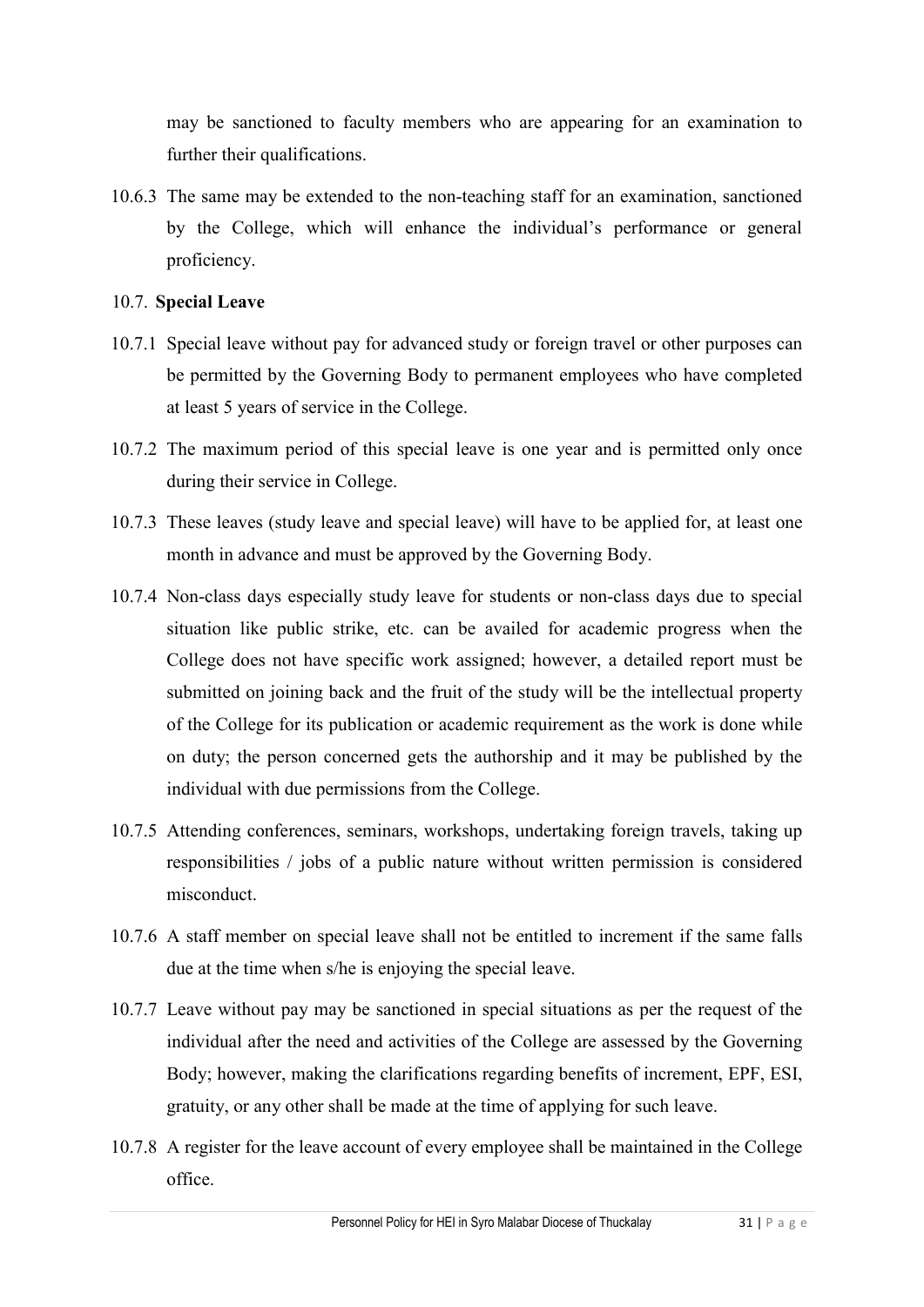may be sanctioned to faculty members who are appearing for an examination to further their qualifications.

10.6.3 The same may be extended to the non-teaching staff for an examination, sanctioned by the College, which will enhance the individual's performance or general proficiency.

10.7. **Special Leave**

10.7.1 Special leave without pay for advanced study or foreign travel or other purposes can be permitted by the Governing Body to permanent employees who have completed at least 5 years of service in the College.

10.7.2 The maximum period of this special leave is one year and is permitted only once during their service in College.

10.7.3 These leaves (study leave and special leave) will have to be applied for, at least one month in advance and must be approved by the Governing Body.

10.7.4 Non-class days especially study leave for students or non-class days due to special situation like public strike, etc. can be availed for academic progress when the College does not have specific work assigned; however, a detailed report must be submitted on joining back and the fruit of the study will be the intellectual property of the College for its publication or academic requirement as the work is done while on duty; the person concerned gets the authorship and it may be published by the individual with due permissions from the College.

10.7.5 Attending conferences, seminars, workshops, undertaking foreign travels, taking up responsibilities / jobs of a public nature without written permission is considered misconduct.

10.7.6 A staff member on special leave shall not be entitled to increment if the same falls due at the time when s/he is enjoying the special leave.

10.7.7 Leave without pay may be sanctioned in special situations as per the request of the individual after the need and activities of the College are assessed by the Governing Body; however, making the clarifications regarding benefits of increment, EPF, ESI, gratuity, or any other shall be made at the time of applying for such leave.

10.7.8 A register for the leave account of every employee shall be maintained in the College office.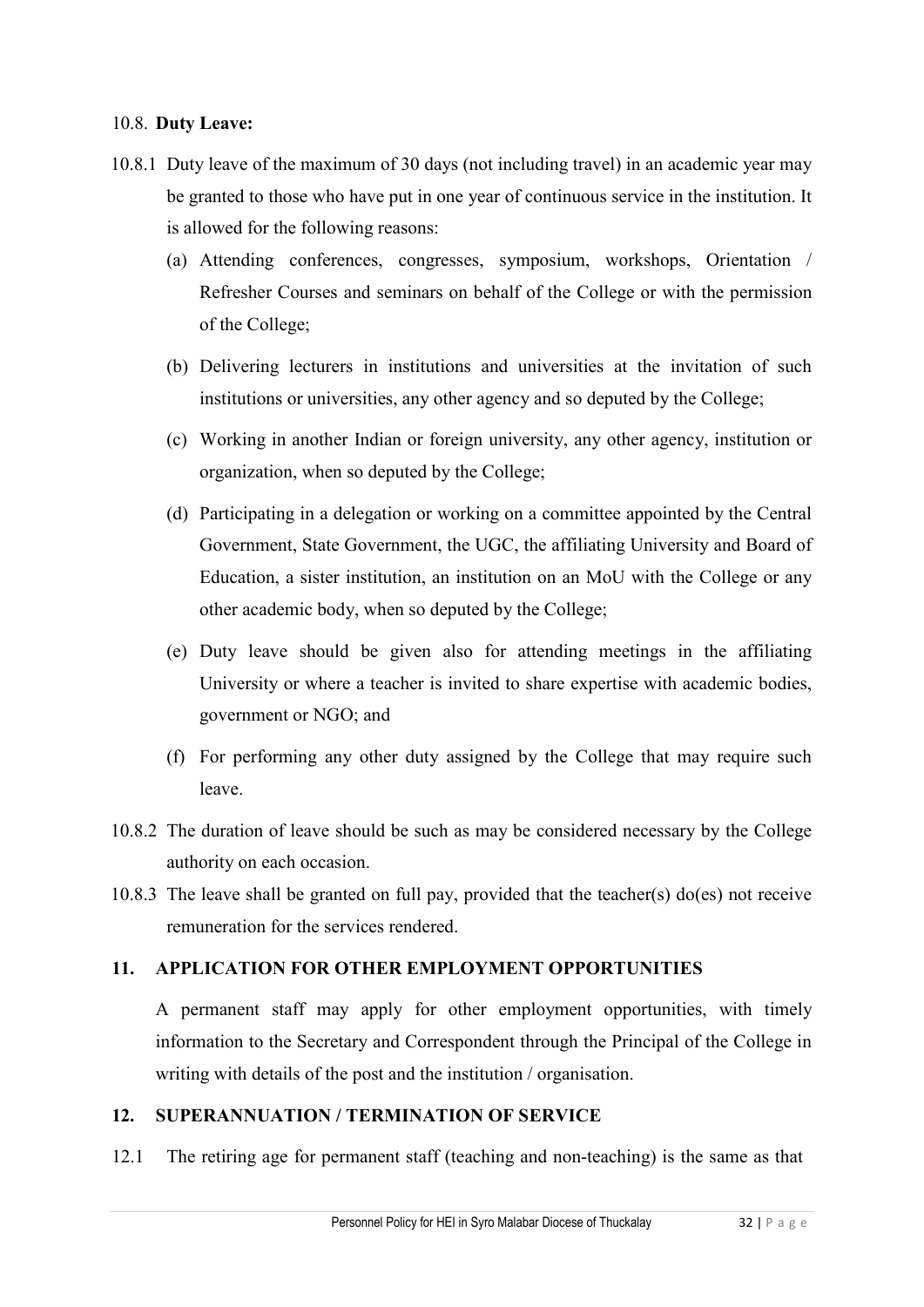10.8. **Duty Leave:**

10.8.1 Duty leave of the maximum of 30 days (not including travel) in an academic year may be granted to those who have put in one year of continuous service in the institution. It is allowed for the following reasons:

(a) Attending conferences, congresses, symposium, workshops, Orientation / Refresher Courses and seminars on behalf of the College or with the permission of the College;

(b) Delivering lecturers in institutions and universities at the invitation of such institutions or universities, any other agency and so deputed by the College;

(c) Working in another Indian or foreign university, any other agency, institution or organization, when so deputed by the College;

(d) Participating in a delegation or working on a committee appointed by the Central Government, State Government, the UGC, the affiliating University and Board of Education, a sister institution, an institution on an MoU with the College or any other academic body, when so deputed by the College;

(e) Duty leave should be given also for attending meetings in the affiliating University or where a teacher is invited to share expertise with academic bodies, government or NGO; and

(f) For performing any other duty assigned by the College that may require such leave.

10.8.2 The duration of leave should be such as may be considered necessary by the College authority on each occasion.

10.8.3 The leave shall be granted on full pay, provided that the teacher(s) do(es) not receive remuneration for the services rendered.

## 11. APPLICATION FOR OTHER EMPLOYMENT OPPORTUNITIES

A permanent staff may apply for other employment opportunities, with timely information to the Secretary and Correspondent through the Principal of the College in writing with details of the post and the institution / organisation.

## 12. SUPERANNUATION / TERMINATION OF SERVICE

12.1 The retiring age for permanent staff (teaching and non-teaching) is the same as that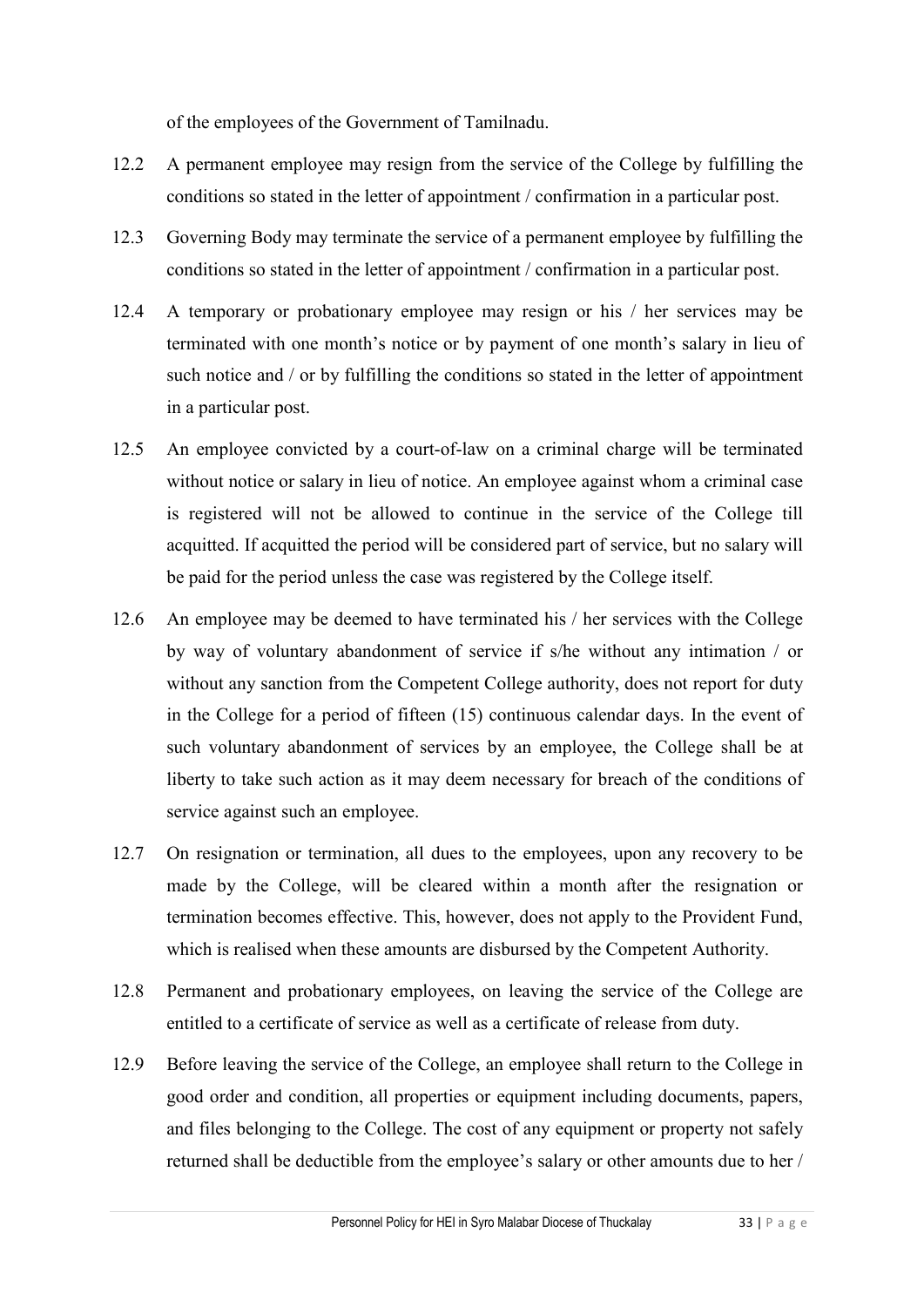of the employees of the Government of Tamilnadu.

12.2 A permanent employee may resign from the service of the College by fulfilling the conditions so stated in the letter of appointment / confirmation in a particular post.

12.3 Governing Body may terminate the service of a permanent employee by fulfilling the conditions so stated in the letter of appointment / confirmation in a particular post.

12.4 A temporary or probationary employee may resign or his / her services may be terminated with one month's notice or by payment of one month's salary in lieu of such notice and / or by fulfilling the conditions so stated in the letter of appointment in a particular post.

12.5 An employee convicted by a court-of-law on a criminal charge will be terminated without notice or salary in lieu of notice. An employee against whom a criminal case is registered will not be allowed to continue in the service of the College till acquitted. If acquitted the period will be considered part of service, but no salary will be paid for the period unless the case was registered by the College itself.

12.6 An employee may be deemed to have terminated his / her services with the College by way of voluntary abandonment of service if s/he without any intimation / or without any sanction from the Competent College authority, does not report for duty in the College for a period of fifteen (15) continuous calendar days. In the event of such voluntary abandonment of services by an employee, the College shall be at liberty to take such action as it may deem necessary for breach of the conditions of service against such an employee.

12.7 On resignation or termination, all dues to the employees, upon any recovery to be made by the College, will be cleared within a month after the resignation or termination becomes effective. This, however, does not apply to the Provident Fund, which is realised when these amounts are disbursed by the Competent Authority.

12.8 Permanent and probationary employees, on leaving the service of the College are entitled to a certificate of service as well as a certificate of release from duty.

12.9 Before leaving the service of the College, an employee shall return to the College in good order and condition, all properties or equipment including documents, papers, and files belonging to the College. The cost of any equipment or property not safely returned shall be deductible from the employee's salary or other amounts due to her /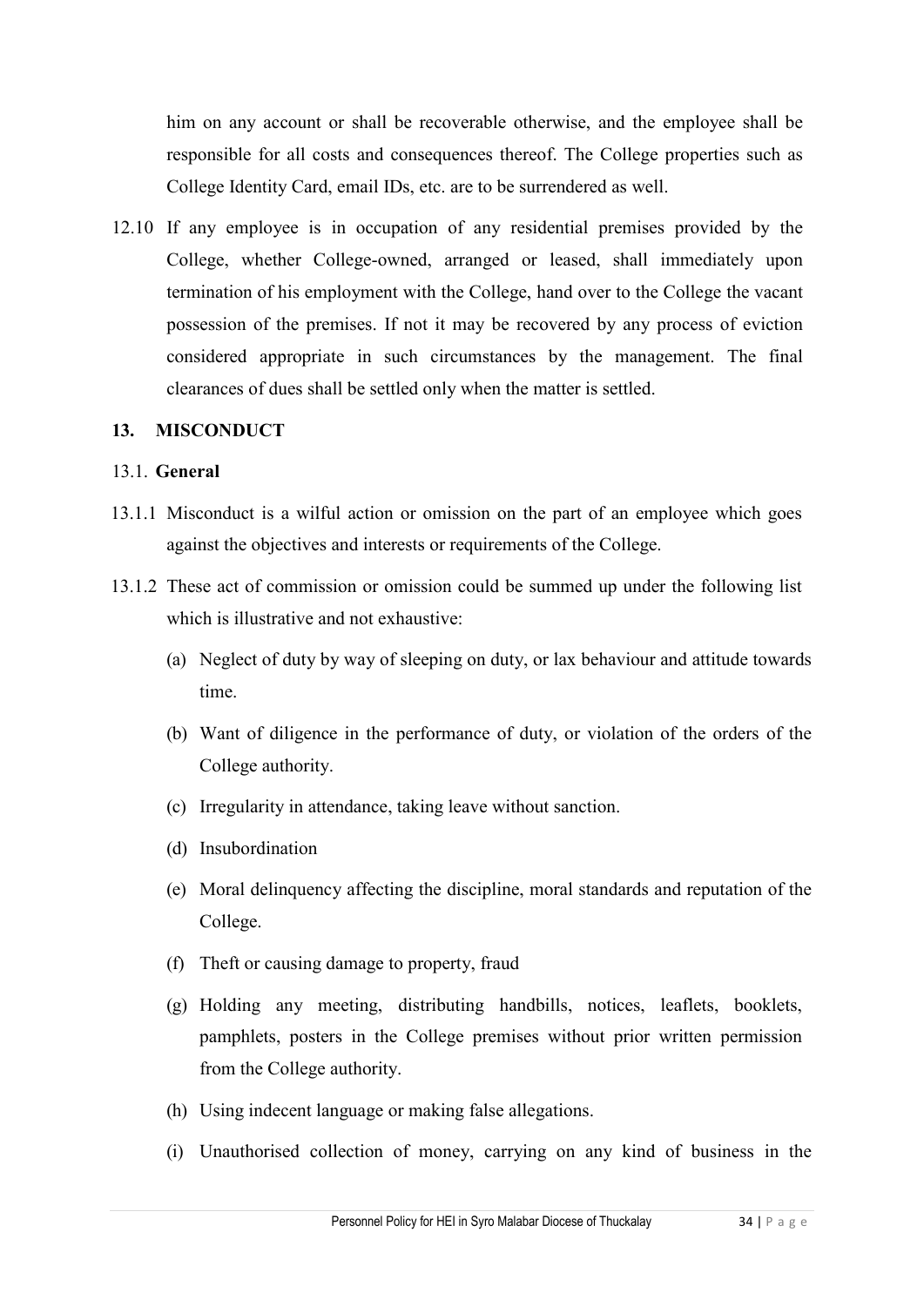him on any account or shall be recoverable otherwise, and the employee shall be responsible for all costs and consequences thereof. The College properties such as College Identity Card, email IDs, etc. are to be surrendered as well.

12.10 If any employee is in occupation of any residential premises provided by the College, whether College-owned, arranged or leased, shall immediately upon termination of his employment with the College, hand over to the College the vacant possession of the premises. If not it may be recovered by any process of eviction considered appropriate in such circumstances by the management. The final clearances of dues shall be settled only when the matter is settled.

## 13. MISCONDUCT

### 13.1. General

13.1.1 Misconduct is a wilful action or omission on the part of an employee which goes against the objectives and interests or requirements of the College.

13.1.2 These act of commission or omission could be summed up under the following list which is illustrative and not exhaustive:

(a) Neglect of duty by way of sleeping on duty, or lax behaviour and attitude towards time.

(b) Want of diligence in the performance of duty, or violation of the orders of the College authority.

(c) Irregularity in attendance, taking leave without sanction.

(d) Insubordination

(e) Moral delinquency affecting the discipline, moral standards and reputation of the College.

(f) Theft or causing damage to property, fraud

(g) Holding any meeting, distributing handbills, notices, leaflets, booklets, pamphlets, posters in the College premises without prior written permission from the College authority.

(h) Using indecent language or making false allegations.

(i) Unauthorised collection of money, carrying on any kind of business in the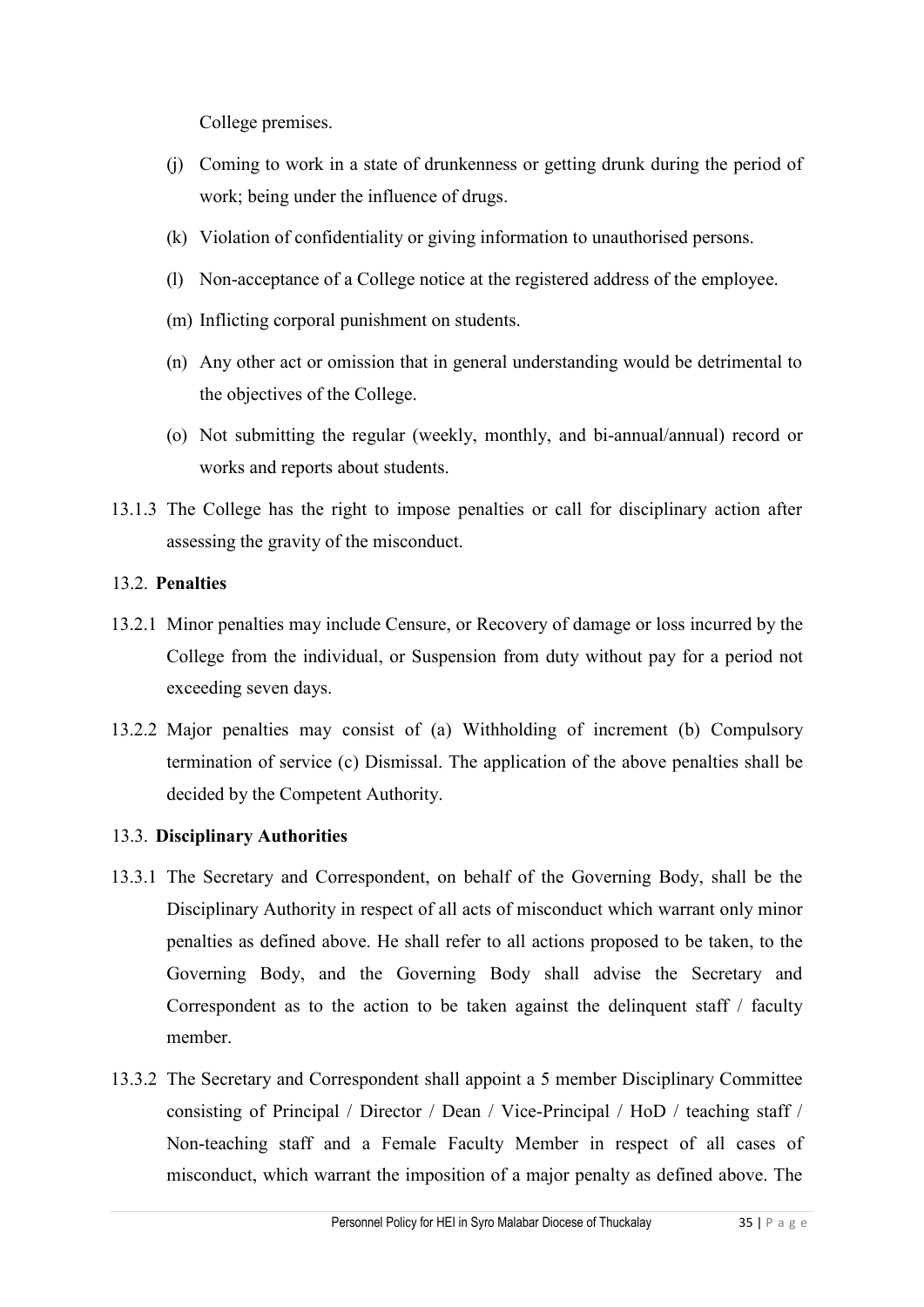College premises.

(j) Coming to work in a state of drunkenness or getting drunk during the period of work; being under the influence of drugs.

(k) Violation of confidentiality or giving information to unauthorised persons.

(l) Non-acceptance of a College notice at the registered address of the employee.

(m) Inflicting corporal punishment on students.

(n) Any other act or omission that in general understanding would be detrimental to the objectives of the College.

(o) Not submitting the regular (weekly, monthly, and bi-annual/annual) record or works and reports about students.

13.1.3 The College has the right to impose penalties or call for disciplinary action after assessing the gravity of the misconduct.

13.2. **Penalties**

13.2.1 Minor penalties may include Censure, or Recovery of damage or loss incurred by the College from the individual, or Suspension from duty without pay for a period not exceeding seven days.

13.2.2 Major penalties may consist of (a) Withholding of increment (b) Compulsory termination of service (c) Dismissal. The application of the above penalties shall be decided by the Competent Authority.

13.3. **Disciplinary Authorities**

13.3.1 The Secretary and Correspondent, on behalf of the Governing Body, shall be the Disciplinary Authority in respect of all acts of misconduct which warrant only minor penalties as defined above. He shall refer to all actions proposed to be taken, to the Governing Body, and the Governing Body shall advise the Secretary and Correspondent as to the action to be taken against the delinquent staff / faculty member.

13.3.2 The Secretary and Correspondent shall appoint a 5 member Disciplinary Committee consisting of Principal / Director / Dean / Vice-Principal / HoD / teaching staff / Non-teaching staff and a Female Faculty Member in respect of all cases of misconduct, which warrant the imposition of a major penalty as defined above. The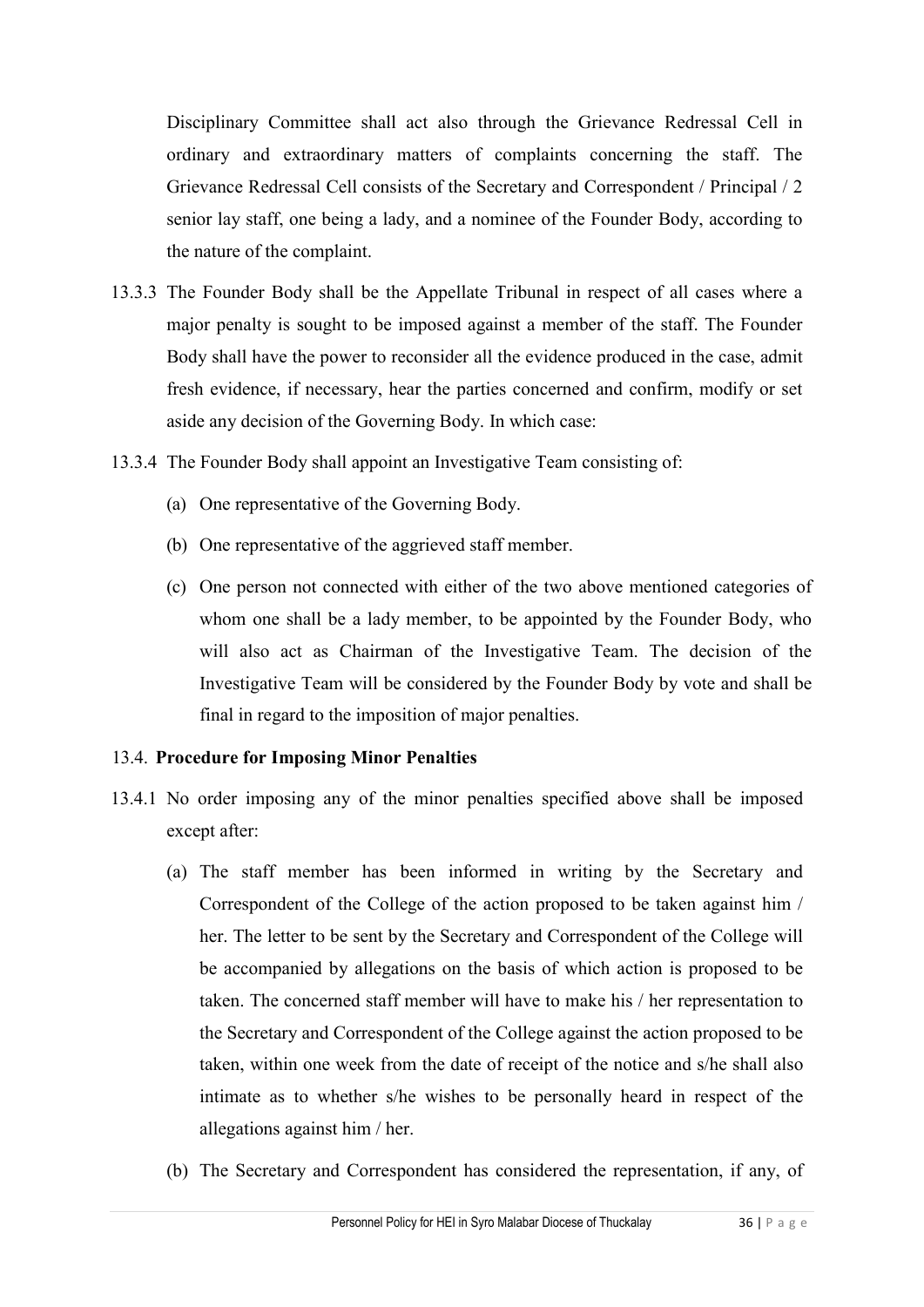Disciplinary Committee shall act also through the Grievance Redressal Cell in ordinary and extraordinary matters of complaints concerning the staff. The Grievance Redressal Cell consists of the Secretary and Correspondent / Principal / 2 senior lay staff, one being a lady, and a nominee of the Founder Body, according to the nature of the complaint.

13.3.3 The Founder Body shall be the Appellate Tribunal in respect of all cases where a major penalty is sought to be imposed against a member of the staff. The Founder Body shall have the power to reconsider all the evidence produced in the case, admit fresh evidence, if necessary, hear the parties concerned and confirm, modify or set aside any decision of the Governing Body. In which case:

13.3.4 The Founder Body shall appoint an Investigative Team consisting of:

(a) One representative of the Governing Body.

(b) One representative of the aggrieved staff member.

(c) One person not connected with either of the two above mentioned categories of whom one shall be a lady member, to be appointed by the Founder Body, who will also act as Chairman of the Investigative Team. The decision of the Investigative Team will be considered by the Founder Body by vote and shall be final in regard to the imposition of major penalties.

13.4. **Procedure for Imposing Minor Penalties**

13.4.1 No order imposing any of the minor penalties specified above shall be imposed except after:

(a) The staff member has been informed in writing by the Secretary and Correspondent of the College of the action proposed to be taken against him / her. The letter to be sent by the Secretary and Correspondent of the College will be accompanied by allegations on the basis of which action is proposed to be taken. The concerned staff member will have to make his / her representation to the Secretary and Correspondent of the College against the action proposed to be taken, within one week from the date of receipt of the notice and s/he shall also intimate as to whether s/he wishes to be personally heard in respect of the allegations against him / her.

(b) The Secretary and Correspondent has considered the representation, if any, of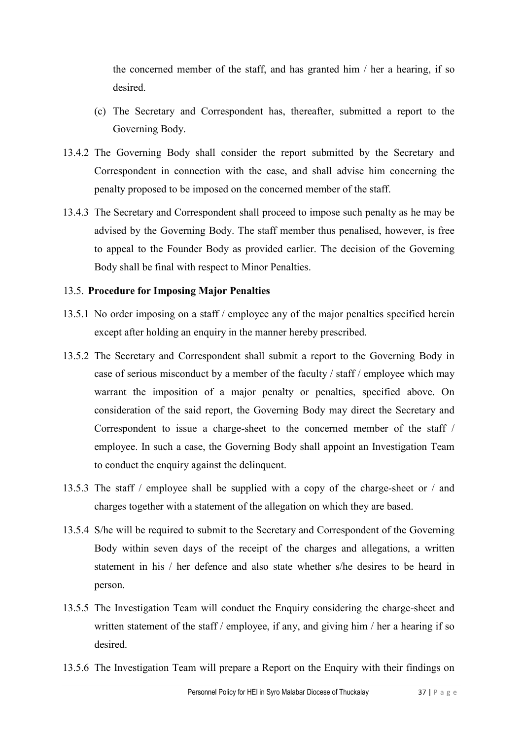the concerned member of the staff, and has granted him / her a hearing, if so desired.

(c) The Secretary and Correspondent has, thereafter, submitted a report to the Governing Body.

13.4.2 The Governing Body shall consider the report submitted by the Secretary and Correspondent in connection with the case, and shall advise him concerning the penalty proposed to be imposed on the concerned member of the staff.

13.4.3 The Secretary and Correspondent shall proceed to impose such penalty as he may be advised by the Governing Body. The staff member thus penalised, however, is free to appeal to the Founder Body as provided earlier. The decision of the Governing Body shall be final with respect to Minor Penalties.

13.5. **Procedure for Imposing Major Penalties**

13.5.1 No order imposing on a staff / employee any of the major penalties specified herein except after holding an enquiry in the manner hereby prescribed.

13.5.2 The Secretary and Correspondent shall submit a report to the Governing Body in case of serious misconduct by a member of the faculty / staff / employee which may warrant the imposition of a major penalty or penalties, specified above. On consideration of the said report, the Governing Body may direct the Secretary and Correspondent to issue a charge-sheet to the concerned member of the staff / employee. In such a case, the Governing Body shall appoint an Investigation Team to conduct the enquiry against the delinquent.

13.5.3 The staff / employee shall be supplied with a copy of the charge-sheet or / and charges together with a statement of the allegation on which they are based.

13.5.4 S/he will be required to submit to the Secretary and Correspondent of the Governing Body within seven days of the receipt of the charges and allegations, a written statement in his / her defence and also state whether s/he desires to be heard in person.

13.5.5 The Investigation Team will conduct the Enquiry considering the charge-sheet and written statement of the staff / employee, if any, and giving him / her a hearing if so desired.

13.5.6 The Investigation Team will prepare a Report on the Enquiry with their findings on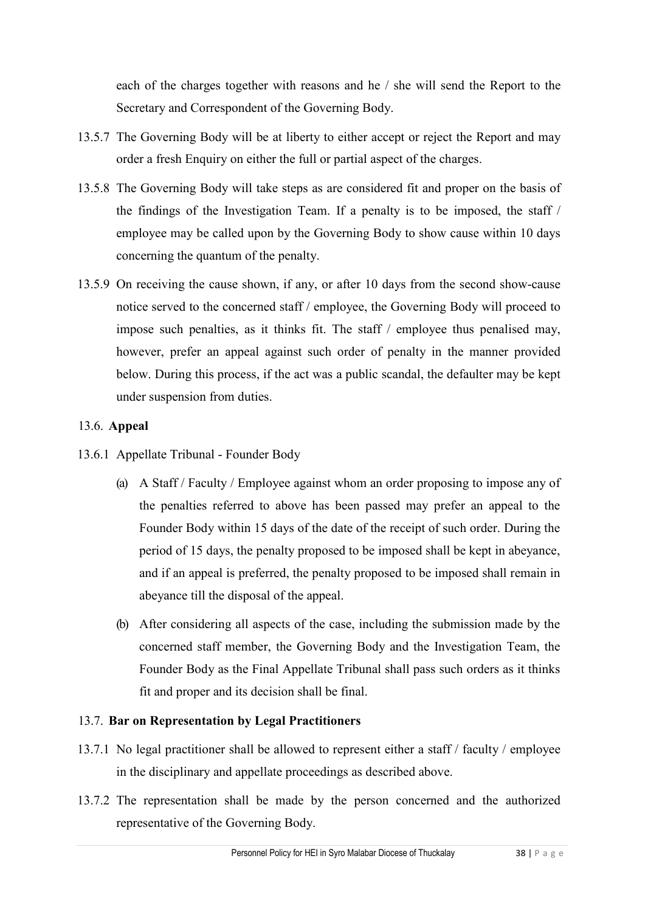each of the charges together with reasons and he / she will send the Report to the Secretary and Correspondent of the Governing Body.

13.5.7 The Governing Body will be at liberty to either accept or reject the Report and may order a fresh Enquiry on either the full or partial aspect of the charges.

13.5.8 The Governing Body will take steps as are considered fit and proper on the basis of the findings of the Investigation Team. If a penalty is to be imposed, the staff / employee may be called upon by the Governing Body to show cause within 10 days concerning the quantum of the penalty.

13.5.9 On receiving the cause shown, if any, or after 10 days from the second show-cause notice served to the concerned staff / employee, the Governing Body will proceed to impose such penalties, as it thinks fit. The staff / employee thus penalised may, however, prefer an appeal against such order of penalty in the manner provided below. During this process, if the act was a public scandal, the defaulter may be kept under suspension from duties.

13.6. **Appeal**

13.6.1 Appellate Tribunal - Founder Body

(a) A Staff / Faculty / Employee against whom an order proposing to impose any of the penalties referred to above has been passed may prefer an appeal to the Founder Body within 15 days of the date of the receipt of such order. During the period of 15 days, the penalty proposed to be imposed shall be kept in abeyance, and if an appeal is preferred, the penalty proposed to be imposed shall remain in abeyance till the disposal of the appeal.

(b) After considering all aspects of the case, including the submission made by the concerned staff member, the Governing Body and the Investigation Team, the Founder Body as the Final Appellate Tribunal shall pass such orders as it thinks fit and proper and its decision shall be final.

13.7. **Bar on Representation by Legal Practitioners**

13.7.1 No legal practitioner shall be allowed to represent either a staff / faculty / employee in the disciplinary and appellate proceedings as described above.

13.7.2 The representation shall be made by the person concerned and the authorized representative of the Governing Body.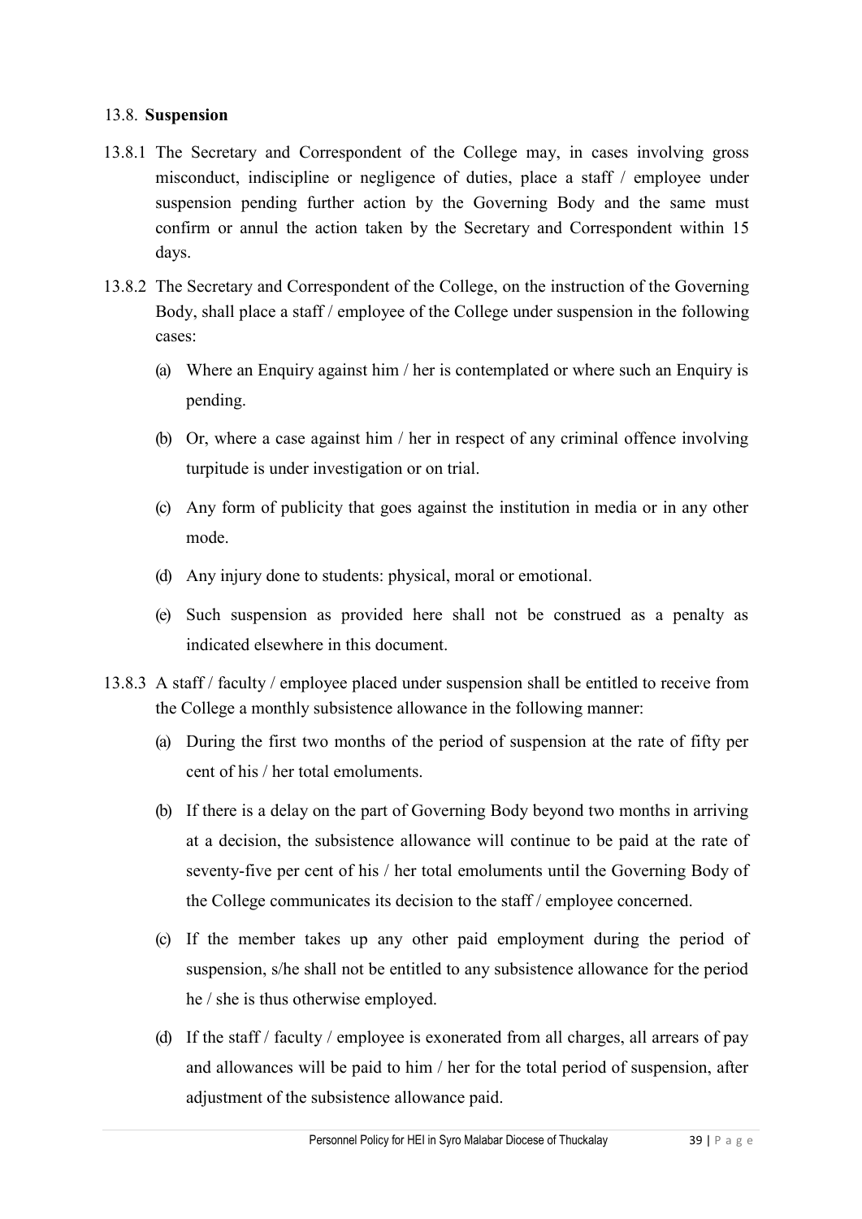### 13.8. **Suspension**

13.8.1 The Secretary and Correspondent of the College may, in cases involving gross misconduct, indiscipline or negligence of duties, place a staff / employee under suspension pending further action by the Governing Body and the same must confirm or annul the action taken by the Secretary and Correspondent within 15 days.

13.8.2 The Secretary and Correspondent of the College, on the instruction of the Governing Body, shall place a staff / employee of the College under suspension in the following cases:

(a) Where an Enquiry against him / her is contemplated or where such an Enquiry is pending.

(b) Or, where a case against him / her in respect of any criminal offence involving turpitude is under investigation or on trial.

(c) Any form of publicity that goes against the institution in media or in any other mode.

(d) Any injury done to students: physical, moral or emotional.

(e) Such suspension as provided here shall not be construed as a penalty as indicated elsewhere in this document.

13.8.3 A staff / faculty / employee placed under suspension shall be entitled to receive from the College a monthly subsistence allowance in the following manner:

(a) During the first two months of the period of suspension at the rate of fifty per cent of his / her total emoluments.

(b) If there is a delay on the part of Governing Body beyond two months in arriving at a decision, the subsistence allowance will continue to be paid at the rate of seventy-five per cent of his / her total emoluments until the Governing Body of the College communicates its decision to the staff / employee concerned.

(c) If the member takes up any other paid employment during the period of suspension, s/he shall not be entitled to any subsistence allowance for the period he / she is thus otherwise employed.

(d) If the staff / faculty / employee is exonerated from all charges, all arrears of pay and allowances will be paid to him / her for the total period of suspension, after adjustment of the subsistence allowance paid.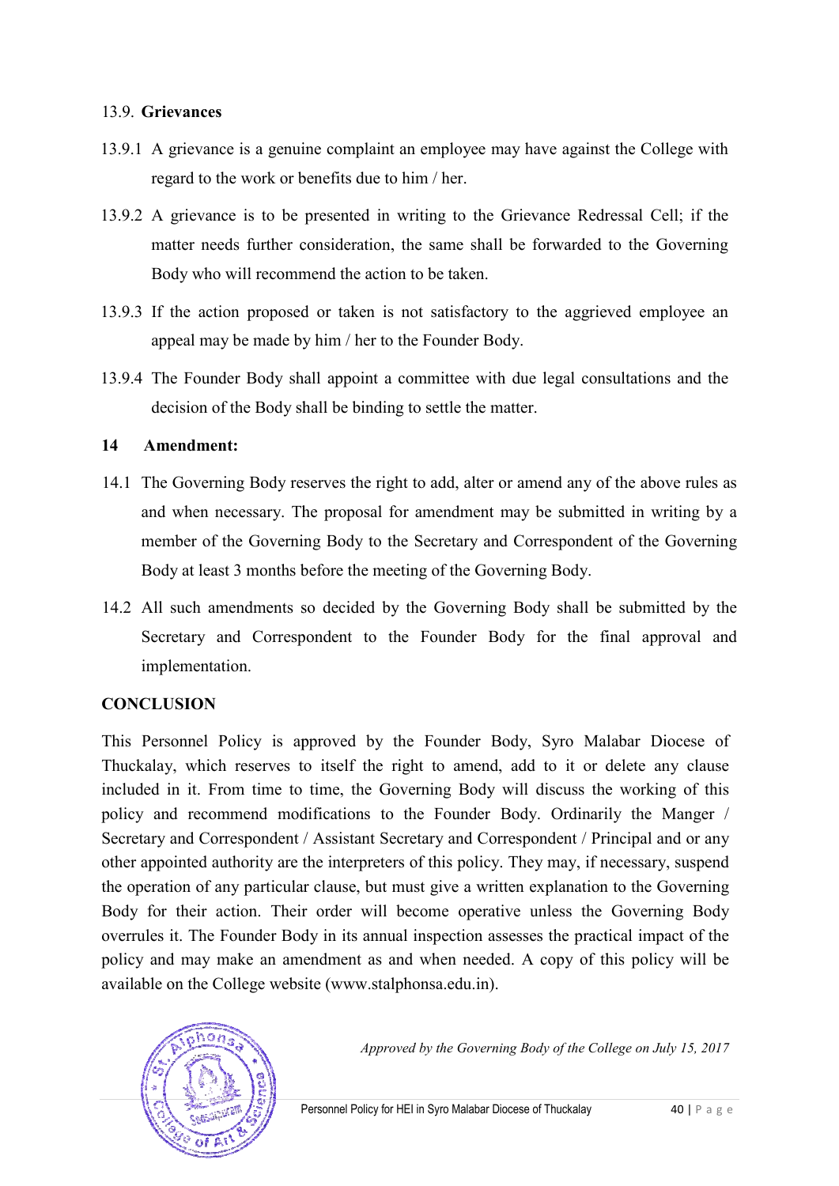13.9. **Grievances**

13.9.1 A grievance is a genuine complaint an employee may have against the College with regard to the work or benefits due to him / her.

13.9.2 A grievance is to be presented in writing to the Grievance Redressal Cell; if the matter needs further consideration, the same shall be forwarded to the Governing Body who will recommend the action to be taken.

13.9.3 If the action proposed or taken is not satisfactory to the aggrieved employee an appeal may be made by him / her to the Founder Body.

13.9.4 The Founder Body shall appoint a committee with due legal consultations and the decision of the Body shall be binding to settle the matter.

**14 Amendment:**

14.1 The Governing Body reserves the right to add, alter or amend any of the above rules as and when necessary. The proposal for amendment may be submitted in writing by a member of the Governing Body to the Secretary and Correspondent of the Governing Body at least 3 months before the meeting of the Governing Body.

14.2 All such amendments so decided by the Governing Body shall be submitted by the Secretary and Correspondent to the Founder Body for the final approval and implementation.

**CONCLUSION**

This Personnel Policy is approved by the Founder Body, Syro Malabar Diocese of Thuckalay, which reserves to itself the right to amend, add to it or delete any clause included in it. From time to time, the Governing Body will discuss the working of this policy and recommend modifications to the Founder Body. Ordinarily the Manger / Secretary and Correspondent / Assistant Secretary and Correspondent / Principal and or any other appointed authority are the interpreters of this policy. They may, if necessary, suspend the operation of any particular clause, but must give a written explanation to the Governing Body for their action. Their order will become operative unless the Governing Body overrules it. The Founder Body in its annual inspection assesses the practical impact of the policy and may make an amendment as and when needed. A copy of this policy will be available on the College website (www.stalphonsa.edu.in).

*Approved by the Governing Body of the College on July 15, 2017*